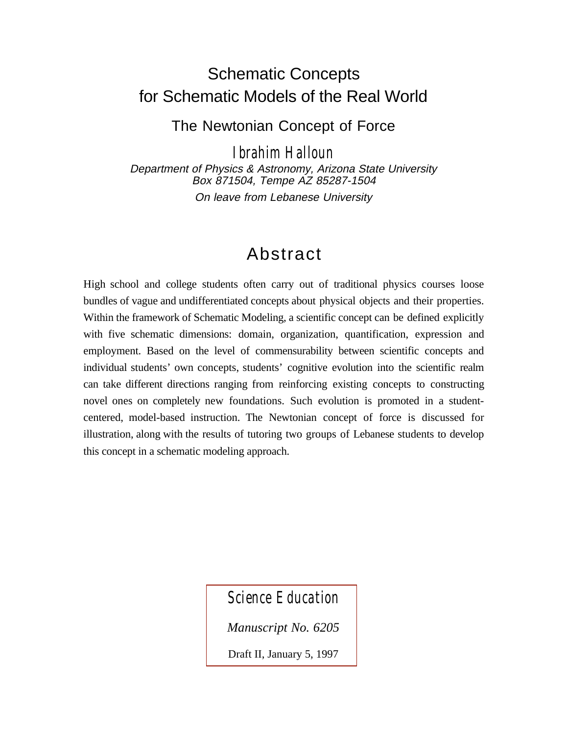# Schematic Concepts for Schematic Models of the Real World

## The Newtonian Concept of Force

**Ibrahim Halloun**

*Department of Physics & Astronomy, Arizona State University*
*Box 871504, Tempe AZ 85287-1504*

*On leave from Lebanese University*

## Abstract

High school and college students often carry out of traditional physics courses loose bundles of vague and undifferentiated concepts about physical objects and their properties. Within the framework of Schematic Modeling, a scientific concept can be defined explicitly with five schematic dimensions: domain, organization, quantification, expression and employment. Based on the level of commensurability between scientific concepts and individual students' own concepts, students' cognitive evolution into the scientific realm can take different directions ranging from reinforcing existing concepts to constructing novel ones on completely new foundations. Such evolution is promoted in a student-centered, model-based instruction. The Newtonian concept of force is discussed for illustration, along with the results of tutoring two groups of Lebanese students to develop this concept in a schematic modeling approach.

Science Education

*Manuscript No. 6205*

Draft II, January 5, 1997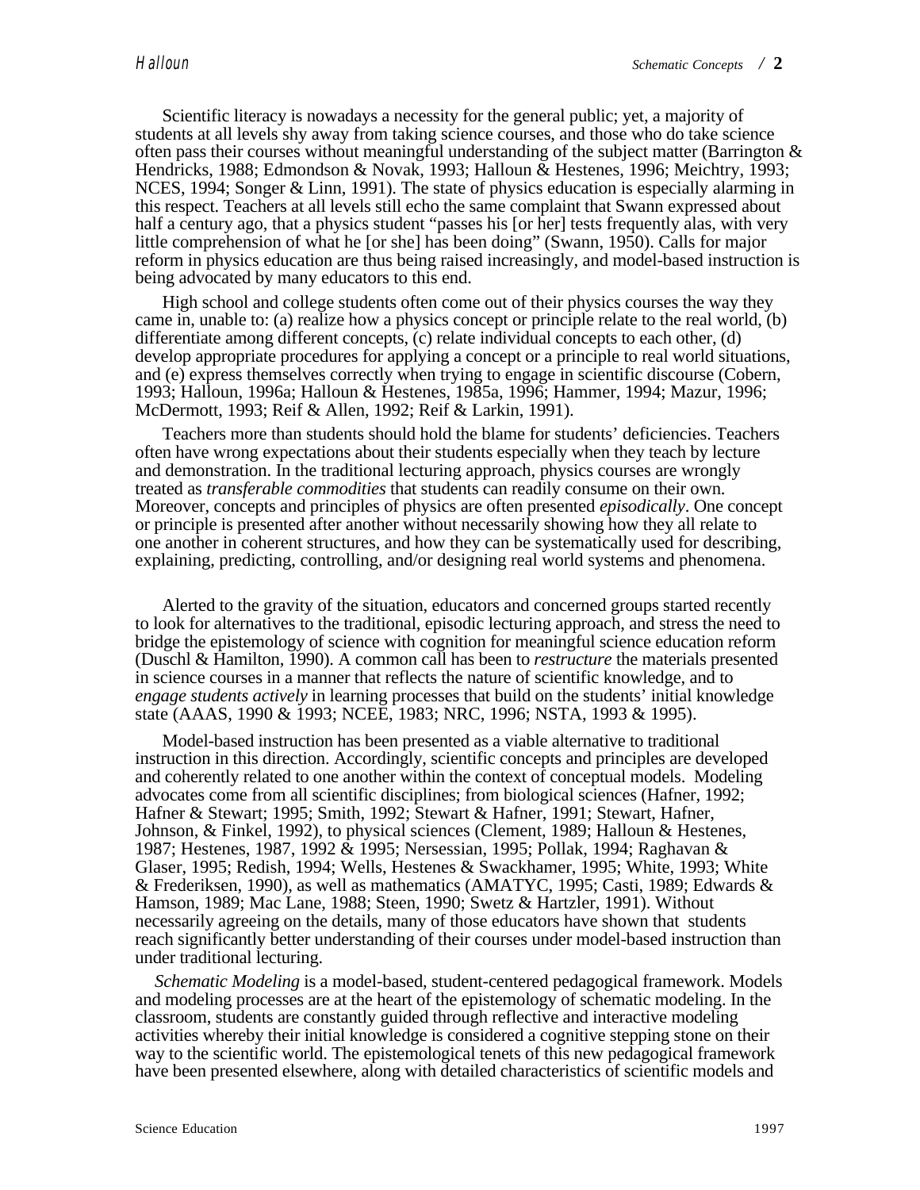Scientific literacy is nowadays a necessity for the general public; yet, a majority of students at all levels shy away from taking science courses, and those who do take science often pass their courses without meaningful understanding of the subject matter (Barrington & Hendricks, 1988; Edmondson & Novak, 1993; Halloun & Hestenes, 1996; Meichtry, 1993; NCES, 1994; Songer & Linn, 1991). The state of physics education is especially alarming in this respect. Teachers at all levels still echo the same complaint that Swann expressed about half a century ago, that a physics student "passes his [or her] tests frequently alas, with very little comprehension of what he [or she] has been doing" (Swann, 1950). Calls for major reform in physics education are thus being raised increasingly, and model-based instruction is being advocated by many educators to this end.

High school and college students often come out of their physics courses the way they came in, unable to: (a) realize how a physics concept or principle relate to the real world, (b) differentiate among different concepts, (c) relate individual concepts to each other, (d) develop appropriate procedures for applying a concept or a principle to real world situations, and (e) express themselves correctly when trying to engage in scientific discourse (Cobern, 1993; Halloun, 1996a; Halloun & Hestenes, 1985a, 1996; Hammer, 1994; Mazur, 1996; McDermott, 1993; Reif & Allen, 1992; Reif & Larkin, 1991).

Teachers more than students should hold the blame for students' deficiencies. Teachers often have wrong expectations about their students especially when they teach by lecture and demonstration. In the traditional lecturing approach, physics courses are wrongly treated as *transferable commodities* that students can readily consume on their own. Moreover, concepts and principles of physics are often presented *episodically*. One concept or principle is presented after another without necessarily showing how they all relate to one another in coherent structures, and how they can be systematically used for describing, explaining, predicting, controlling, and/or designing real world systems and phenomena.

Alerted to the gravity of the situation, educators and concerned groups started recently to look for alternatives to the traditional, episodic lecturing approach, and stress the need to bridge the epistemology of science with cognition for meaningful science education reform (Duschl & Hamilton, 1990). A common call has been to *restructure* the materials presented in science courses in a manner that reflects the nature of scientific knowledge, and to *engage students actively* in learning processes that build on the students' initial knowledge state (AAAS, 1990 & 1993; NCEE, 1983; NRC, 1996; NSTA, 1993 & 1995).

Model-based instruction has been presented as a viable alternative to traditional instruction in this direction. Accordingly, scientific concepts and principles are developed and coherently related to one another within the context of conceptual models. Modeling advocates come from all scientific disciplines; from biological sciences (Hafner, 1992; Hafner & Stewart; 1995; Smith, 1992; Stewart & Hafner, 1991; Stewart, Hafner, Johnson, & Finkel, 1992), to physical sciences (Clement, 1989; Halloun & Hestenes, 1987; Hestenes, 1987, 1992 & 1995; Nersessian, 1995; Pollak, 1994; Raghavan & Glaser, 1995; Redish, 1994; Wells, Hestenes & Swackhamer, 1995; White, 1993; White & Frederiksen, 1990), as well as mathematics (AMATYC, 1995; Casti, 1989; Edwards & Hamson, 1989; Mac Lane, 1988; Steen, 1990; Swetz & Hartzler, 1991). Without necessarily agreeing on the details, many of those educators have shown that students reach significantly better understanding of their courses under model-based instruction than under traditional lecturing.

*Schematic Modeling* is a model-based, student-centered pedagogical framework. Models and modeling processes are at the heart of the epistemology of schematic modeling. In the classroom, students are constantly guided through reflective and interactive modeling activities whereby their initial knowledge is considered a cognitive stepping stone on their way to the scientific world. The epistemological tenets of this new pedagogical framework have been presented elsewhere, along with detailed characteristics of scientific models and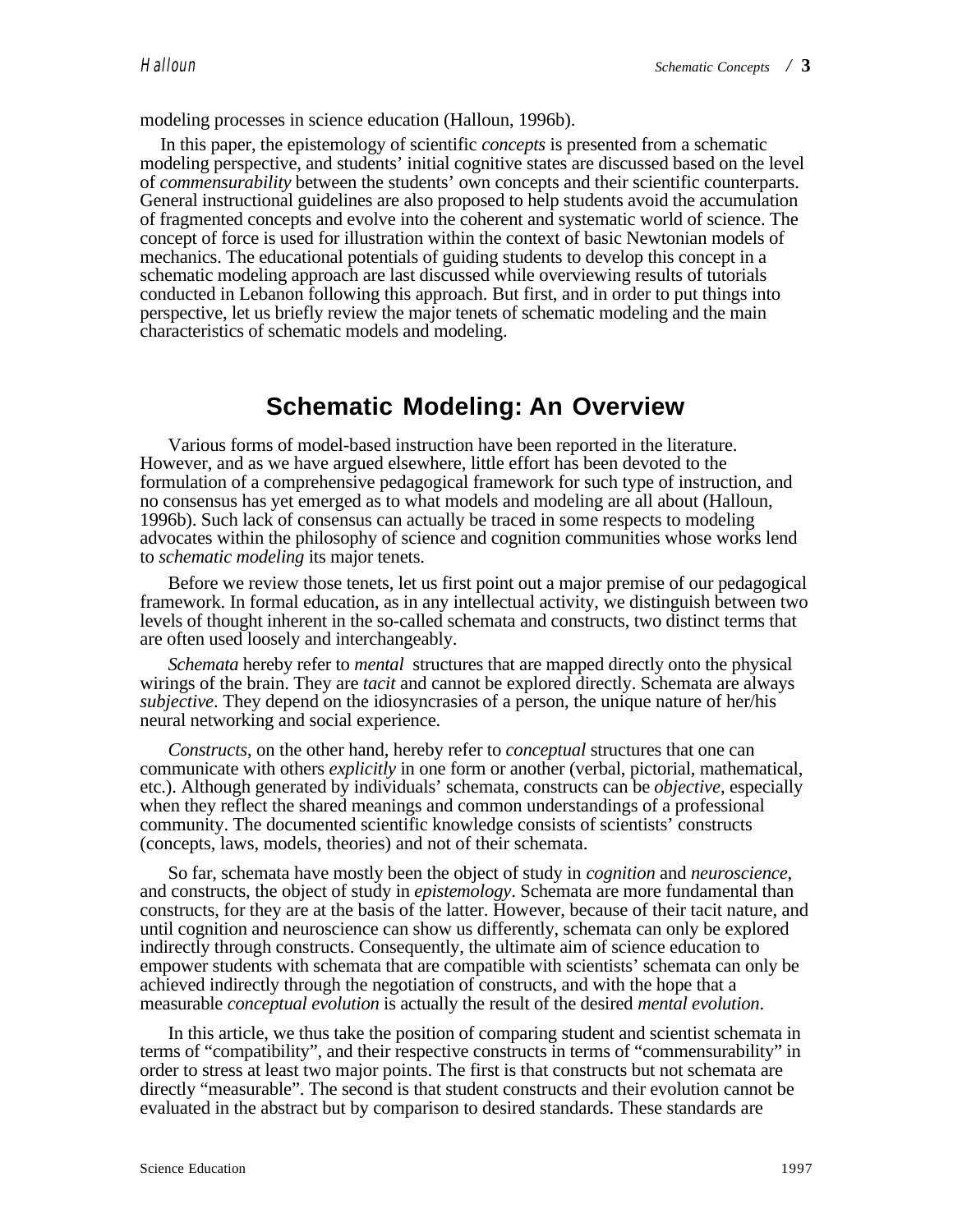modeling processes in science education (Halloun, 1996b).

In this paper, the epistemology of scientific *concepts* is presented from a schematic modeling perspective, and students' initial cognitive states are discussed based on the level of *commensurability* between the students' own concepts and their scientific counterparts. General instructional guidelines are also proposed to help students avoid the accumulation of fragmented concepts and evolve into the coherent and systematic world of science. The concept of force is used for illustration within the context of basic Newtonian models of mechanics. The educational potentials of guiding students to develop this concept in a schematic modeling approach are last discussed while overviewing results of tutorials conducted in Lebanon following this approach. But first, and in order to put things into perspective, let us briefly review the major tenets of schematic modeling and the main characteristics of schematic models and modeling.

## Schematic Modeling: An Overview

Various forms of model-based instruction have been reported in the literature. However, and as we have argued elsewhere, little effort has been devoted to the formulation of a comprehensive pedagogical framework for such type of instruction, and no consensus has yet emerged as to what models and modeling are all about (Halloun, 1996b). Such lack of consensus can actually be traced in some respects to modeling advocates within the philosophy of science and cognition communities whose works lend to *schematic modeling* its major tenets.

Before we review those tenets, let us first point out a major premise of our pedagogical framework. In formal education, as in any intellectual activity, we distinguish between two levels of thought inherent in the so-called schemata and constructs, two distinct terms that are often used loosely and interchangeably.

*Schemata* hereby refer to *mental* structures that are mapped directly onto the physical wirings of the brain. They are *tacit* and cannot be explored directly. Schemata are always *subjective*. They depend on the idiosyncrasies of a person, the unique nature of her/his neural networking and social experience.

*Constructs*, on the other hand, hereby refer to *conceptual* structures that one can communicate with others *explicitly* in one form or another (verbal, pictorial, mathematical, etc.). Although generated by individuals' schemata, constructs can be *objective*, especially when they reflect the shared meanings and common understandings of a professional community. The documented scientific knowledge consists of scientists' constructs (concepts, laws, models, theories) and not of their schemata.

So far, schemata have mostly been the object of study in *cognition* and *neuroscience*, and constructs, the object of study in *epistemology*. Schemata are more fundamental than constructs, for they are at the basis of the latter. However, because of their tacit nature, and until cognition and neuroscience can show us differently, schemata can only be explored indirectly through constructs. Consequently, the ultimate aim of science education to empower students with schemata that are compatible with scientists' schemata can only be achieved indirectly through the negotiation of constructs, and with the hope that a measurable *conceptual evolution* is actually the result of the desired *mental evolution*.

In this article, we thus take the position of comparing student and scientist schemata in terms of "compatibility", and their respective constructs in terms of "commensurability" in order to stress at least two major points. The first is that constructs but not schemata are directly "measurable". The second is that student constructs and their evolution cannot be evaluated in the abstract but by comparison to desired standards. These standards are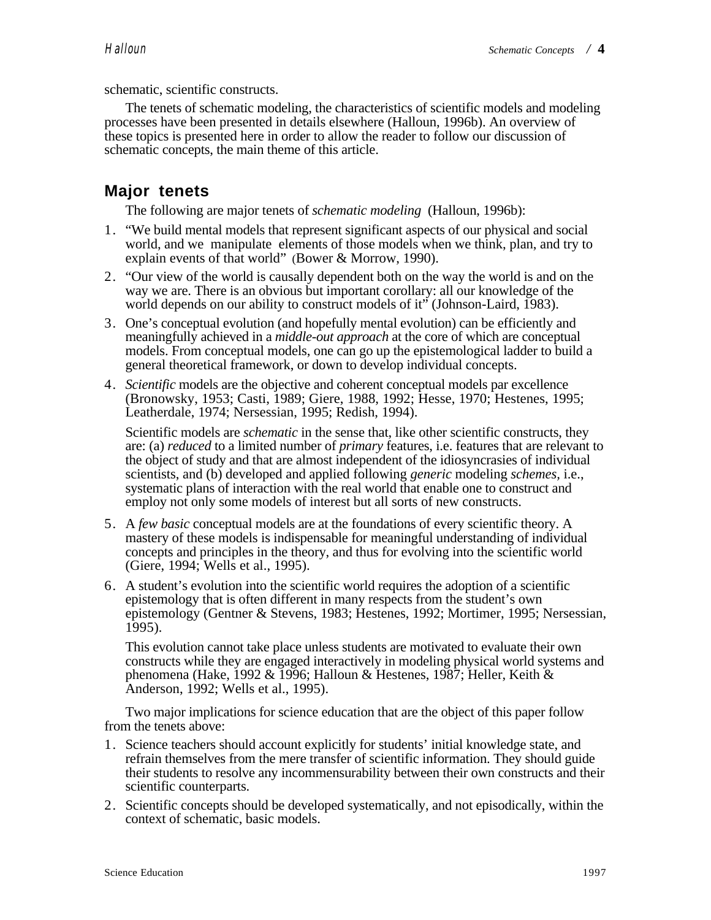schematic, scientific constructs.

The tenets of schematic modeling, the characteristics of scientific models and modeling processes have been presented in details elsewhere (Halloun, 1996b). An overview of these topics is presented here in order to allow the reader to follow our discussion of schematic concepts, the main theme of this article.

## Major tenets

The following are major tenets of *schematic modeling* (Halloun, 1996b):

1. "We build mental models that represent significant aspects of our physical and social world, and we manipulate elements of those models when we think, plan, and try to explain events of that world" (Bower & Morrow, 1990).
2. "Our view of the world is causally dependent both on the way the world is and on the way we are. There is an obvious but important corollary: all our knowledge of the world depends on our ability to construct models of it" (Johnson-Laird, 1983).
3. One's conceptual evolution (and hopefully mental evolution) can be efficiently and meaningfully achieved in a *middle-out approach* at the core of which are conceptual models. From conceptual models, one can go up the epistemological ladder to build a general theoretical framework, or down to develop individual concepts.
4. *Scientific* models are the objective and coherent conceptual models par excellence (Bronowsky, 1953; Casti, 1989; Giere, 1988, 1992; Hesse, 1970; Hestenes, 1995; Leatherdale, 1974; Nersessian, 1995; Redish, 1994).

   Scientific models are *schematic* in the sense that, like other scientific constructs, they are: (a) *reduced* to a limited number of *primary* features, i.e. features that are relevant to the object of study and that are almost independent of the idiosyncrasies of individual scientists, and (b) developed and applied following *generic* modeling *schemes*, i.e., systematic plans of interaction with the real world that enable one to construct and employ not only some models of interest but all sorts of new constructs.
5. A *few basic* conceptual models are at the foundations of every scientific theory. A mastery of these models is indispensable for meaningful understanding of individual concepts and principles in the theory, and thus for evolving into the scientific world (Giere, 1994; Wells et al., 1995).
6. A student's evolution into the scientific world requires the adoption of a scientific epistemology that is often different in many respects from the student's own epistemology (Gentner & Stevens, 1983; Hestenes, 1992; Mortimer, 1995; Nersessian, 1995).

   This evolution cannot take place unless students are motivated to evaluate their own constructs while they are engaged interactively in modeling physical world systems and phenomena (Hake, 1992 & 1996; Halloun & Hestenes, 1987; Heller, Keith & Anderson, 1992; Wells et al., 1995).

Two major implications for science education that are the object of this paper follow from the tenets above:

1. Science teachers should account explicitly for students' initial knowledge state, and refrain themselves from the mere transfer of scientific information. They should guide their students to resolve any incommensurability between their own constructs and their scientific counterparts.
2. Scientific concepts should be developed systematically, and not episodically, within the context of schematic, basic models.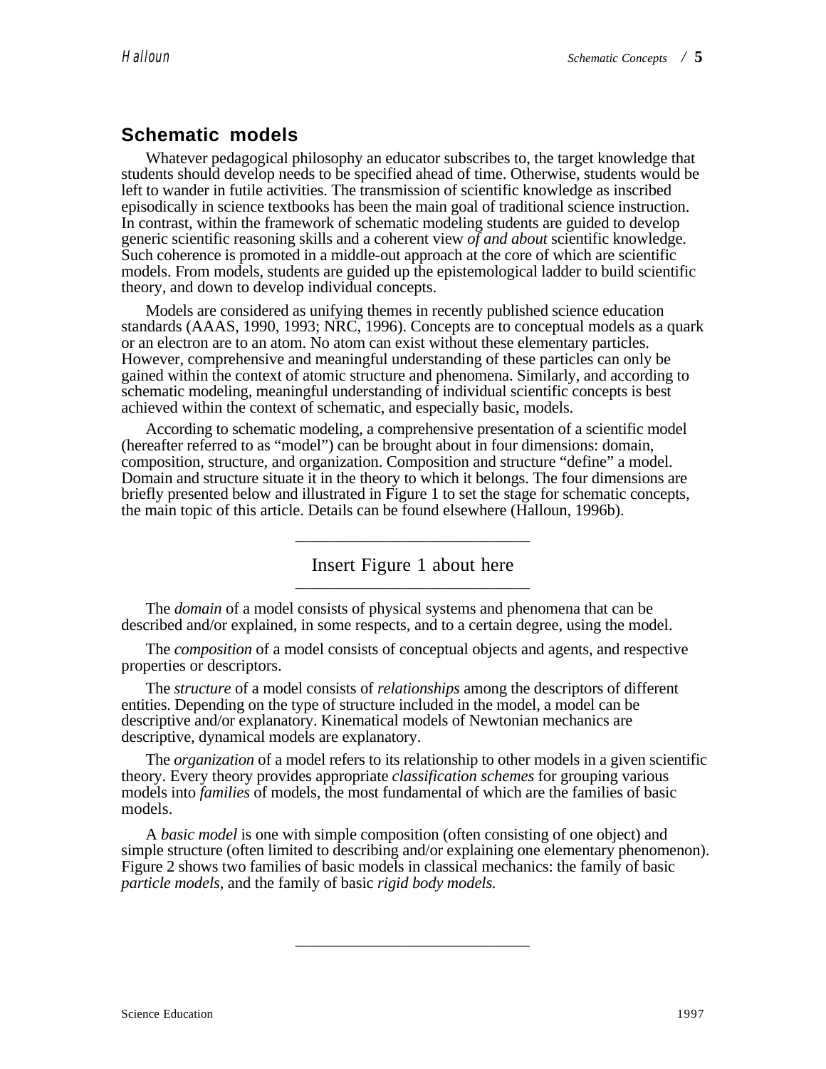## Schematic models

Whatever pedagogical philosophy an educator subscribes to, the target knowledge that students should develop needs to be specified ahead of time. Otherwise, students would be left to wander in futile activities. The transmission of scientific knowledge as inscribed episodically in science textbooks has been the main goal of traditional science instruction. In contrast, within the framework of schematic modeling students are guided to develop generic scientific reasoning skills and a coherent view *of and about* scientific knowledge. Such coherence is promoted in a middle-out approach at the core of which are scientific models. From models, students are guided up the epistemological ladder to build scientific theory, and down to develop individual concepts.

Models are considered as unifying themes in recently published science education standards (AAAS, 1990, 1993; NRC, 1996). Concepts are to conceptual models as a quark or an electron are to an atom. No atom can exist without these elementary particles. However, comprehensive and meaningful understanding of these particles can only be gained within the context of atomic structure and phenomena. Similarly, and according to schematic modeling, meaningful understanding of individual scientific concepts is best achieved within the context of schematic, and especially basic, models.

According to schematic modeling, a comprehensive presentation of a scientific model (hereafter referred to as "model") can be brought about in four dimensions: domain, composition, structure, and organization. Composition and structure "define" a model. Domain and structure situate it in the theory to which it belongs. The four dimensions are briefly presented below and illustrated in Figure 1 to set the stage for schematic concepts, the main topic of this article. Details can be found elsewhere (Halloun, 1996b).

---

Insert Figure 1 about here

---

The *domain* of a model consists of physical systems and phenomena that can be described and/or explained, in some respects, and to a certain degree, using the model.

The *composition* of a model consists of conceptual objects and agents, and respective properties or descriptors.

The *structure* of a model consists of *relationships* among the descriptors of different entities. Depending on the type of structure included in the model, a model can be descriptive and/or explanatory. Kinematical models of Newtonian mechanics are descriptive, dynamical models are explanatory.

The *organization* of a model refers to its relationship to other models in a given scientific theory. Every theory provides appropriate *classification schemes* for grouping various models into *families* of models, the most fundamental of which are the families of basic models.

A *basic model* is one with simple composition (often consisting of one object) and simple structure (often limited to describing and/or explaining one elementary phenomenon). Figure 2 shows two families of basic models in classical mechanics: the family of basic *particle models*, and the family of basic *rigid body models.*

---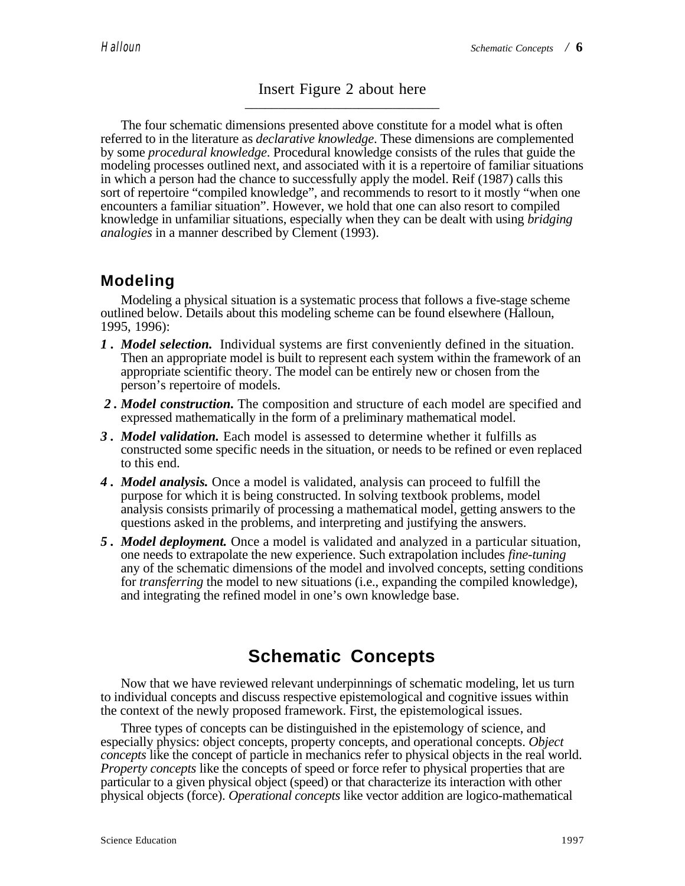Insert Figure 2 about here

The four schematic dimensions presented above constitute for a model what is often referred to in the literature as *declarative knowledge*. These dimensions are complemented by some *procedural knowledge*. Procedural knowledge consists of the rules that guide the modeling processes outlined next, and associated with it is a repertoire of familiar situations in which a person had the chance to successfully apply the model. Reif (1987) calls this sort of repertoire "compiled knowledge", and recommends to resort to it mostly "when one encounters a familiar situation". However, we hold that one can also resort to compiled knowledge in unfamiliar situations, especially when they can be dealt with using *bridging analogies* in a manner described by Clement (1993).

## Modeling

Modeling a physical situation is a systematic process that follows a five-stage scheme outlined below. Details about this modeling scheme can be found elsewhere (Halloun, 1995, 1996):

1. ***Model selection.*** Individual systems are first conveniently defined in the situation. Then an appropriate model is built to represent each system within the framework of an appropriate scientific theory. The model can be entirely new or chosen from the person's repertoire of models.
2. ***Model construction.*** The composition and structure of each model are specified and expressed mathematically in the form of a preliminary mathematical model.
3. ***Model validation.*** Each model is assessed to determine whether it fulfills as constructed some specific needs in the situation, or needs to be refined or even replaced to this end.
4. ***Model analysis.*** Once a model is validated, analysis can proceed to fulfill the purpose for which it is being constructed. In solving textbook problems, model analysis consists primarily of processing a mathematical model, getting answers to the questions asked in the problems, and interpreting and justifying the answers.
5. ***Model deployment.*** Once a model is validated and analyzed in a particular situation, one needs to extrapolate the new experience. Such extrapolation includes *fine-tuning* any of the schematic dimensions of the model and involved concepts, setting conditions for *transferring* the model to new situations (i.e., expanding the compiled knowledge), and integrating the refined model in one's own knowledge base.

# Schematic Concepts

Now that we have reviewed relevant underpinnings of schematic modeling, let us turn to individual concepts and discuss respective epistemological and cognitive issues within the context of the newly proposed framework. First, the epistemological issues.

Three types of concepts can be distinguished in the epistemology of science, and especially physics: object concepts, property concepts, and operational concepts. *Object concepts* like the concept of particle in mechanics refer to physical objects in the real world. *Property concepts* like the concepts of speed or force refer to physical properties that are particular to a given physical object (speed) or that characterize its interaction with other physical objects (force). *Operational concepts* like vector addition are logico-mathematical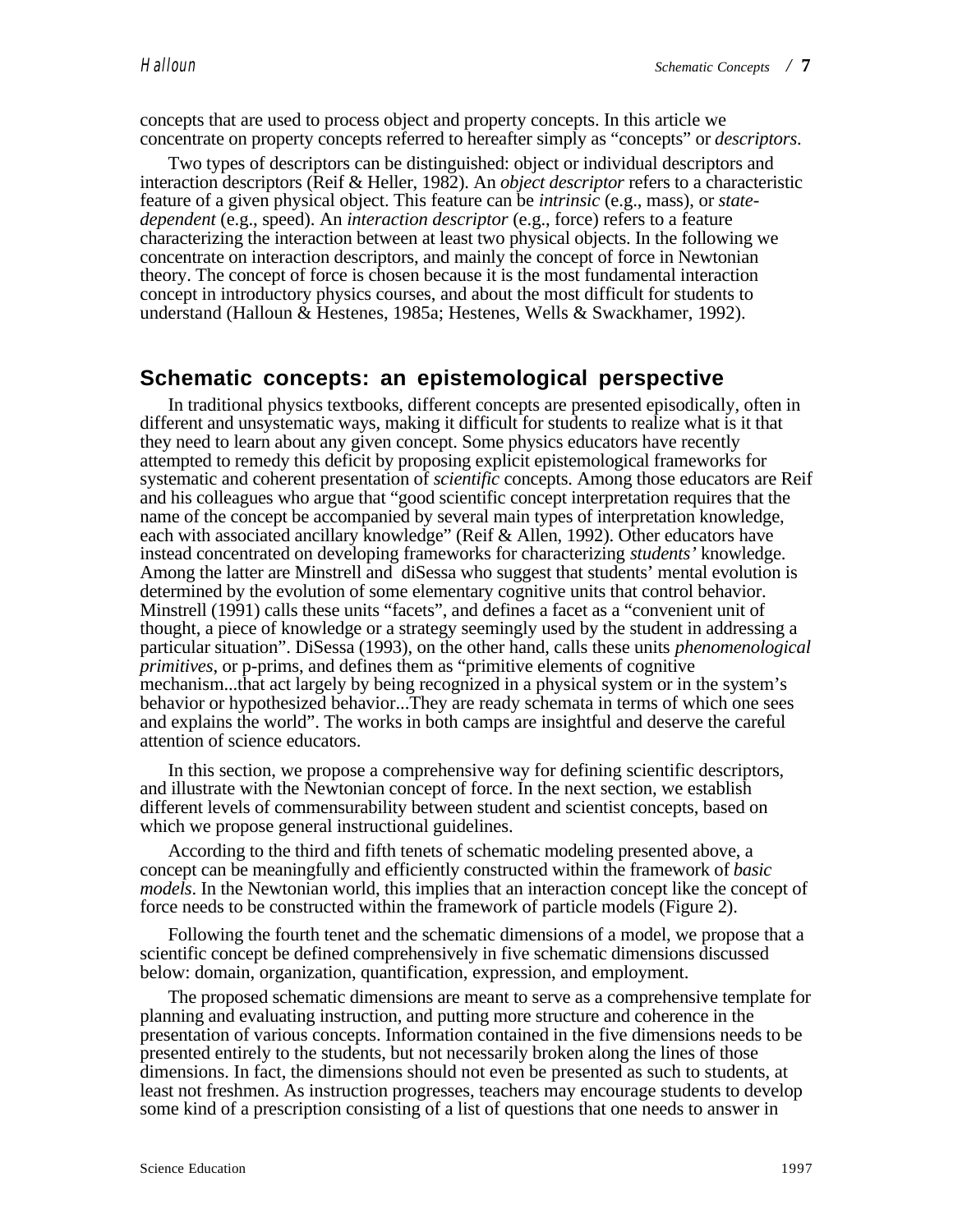concepts that are used to process object and property concepts. In this article we concentrate on property concepts referred to hereafter simply as "concepts" or *descriptors*.

Two types of descriptors can be distinguished: object or individual descriptors and interaction descriptors (Reif & Heller, 1982). An *object descriptor* refers to a characteristic feature of a given physical object. This feature can be *intrinsic* (e.g., mass), or *state-dependent* (e.g., speed). An *interaction descriptor* (e.g., force) refers to a feature characterizing the interaction between at least two physical objects. In the following we concentrate on interaction descriptors, and mainly the concept of force in Newtonian theory. The concept of force is chosen because it is the most fundamental interaction concept in introductory physics courses, and about the most difficult for students to understand (Halloun & Hestenes, 1985a; Hestenes, Wells & Swackhamer, 1992).

## Schematic concepts: an epistemological perspective

In traditional physics textbooks, different concepts are presented episodically, often in different and unsystematic ways, making it difficult for students to realize what is it that they need to learn about any given concept. Some physics educators have recently attempted to remedy this deficit by proposing explicit epistemological frameworks for systematic and coherent presentation of *scientific* concepts. Among those educators are Reif and his colleagues who argue that "good scientific concept interpretation requires that the name of the concept be accompanied by several main types of interpretation knowledge, each with associated ancillary knowledge" (Reif & Allen, 1992). Other educators have instead concentrated on developing frameworks for characterizing *students'* knowledge. Among the latter are Minstrell and diSessa who suggest that students' mental evolution is determined by the evolution of some elementary cognitive units that control behavior. Minstrell (1991) calls these units "facets", and defines a facet as a "convenient unit of thought, a piece of knowledge or a strategy seemingly used by the student in addressing a particular situation". DiSessa (1993), on the other hand, calls these units *phenomenological primitives*, or p-prims, and defines them as "primitive elements of cognitive mechanism...that act largely by being recognized in a physical system or in the system's behavior or hypothesized behavior...They are ready schemata in terms of which one sees and explains the world". The works in both camps are insightful and deserve the careful attention of science educators.

In this section, we propose a comprehensive way for defining scientific descriptors, and illustrate with the Newtonian concept of force. In the next section, we establish different levels of commensurability between student and scientist concepts, based on which we propose general instructional guidelines.

According to the third and fifth tenets of schematic modeling presented above, a concept can be meaningfully and efficiently constructed within the framework of *basic models*. In the Newtonian world, this implies that an interaction concept like the concept of force needs to be constructed within the framework of particle models (Figure 2).

Following the fourth tenet and the schematic dimensions of a model, we propose that a scientific concept be defined comprehensively in five schematic dimensions discussed below: domain, organization, quantification, expression, and employment.

The proposed schematic dimensions are meant to serve as a comprehensive template for planning and evaluating instruction, and putting more structure and coherence in the presentation of various concepts. Information contained in the five dimensions needs to be presented entirely to the students, but not necessarily broken along the lines of those dimensions. In fact, the dimensions should not even be presented as such to students, at least not freshmen. As instruction progresses, teachers may encourage students to develop some kind of a prescription consisting of a list of questions that one needs to answer in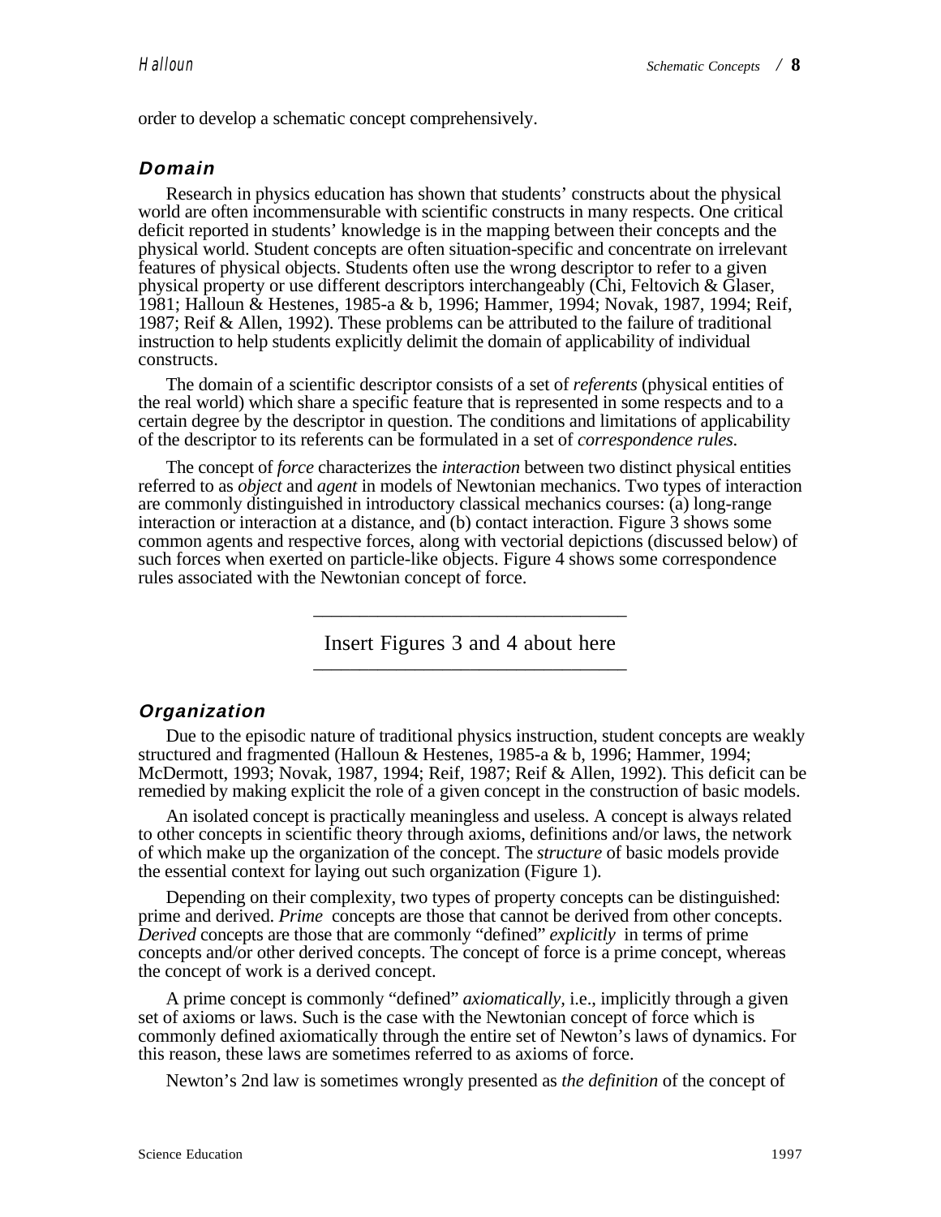order to develop a schematic concept comprehensively.

### *Domain*

Research in physics education has shown that students' constructs about the physical world are often incommensurable with scientific constructs in many respects. One critical deficit reported in students' knowledge is in the mapping between their concepts and the physical world. Student concepts are often situation-specific and concentrate on irrelevant features of physical objects. Students often use the wrong descriptor to refer to a given physical property or use different descriptors interchangeably (Chi, Feltovich & Glaser, 1981; Halloun & Hestenes, 1985-a & b, 1996; Hammer, 1994; Novak, 1987, 1994; Reif, 1987; Reif & Allen, 1992). These problems can be attributed to the failure of traditional instruction to help students explicitly delimit the domain of applicability of individual constructs.

The domain of a scientific descriptor consists of a set of *referents* (physical entities of the real world) which share a specific feature that is represented in some respects and to a certain degree by the descriptor in question. The conditions and limitations of applicability of the descriptor to its referents can be formulated in a set of *correspondence rules*.

The concept of *force* characterizes the *interaction* between two distinct physical entities referred to as *object* and *agent* in models of Newtonian mechanics. Two types of interaction are commonly distinguished in introductory classical mechanics courses: (a) long-range interaction or interaction at a distance, and (b) contact interaction. Figure 3 shows some common agents and respective forces, along with vectorial depictions (discussed below) of such forces when exerted on particle-like objects. Figure 4 shows some correspondence rules associated with the Newtonian concept of force.

---

Insert Figures 3 and 4 about here

---

### *Organization*

Due to the episodic nature of traditional physics instruction, student concepts are weakly structured and fragmented (Halloun & Hestenes, 1985-a & b, 1996; Hammer, 1994; McDermott, 1993; Novak, 1987, 1994; Reif, 1987; Reif & Allen, 1992). This deficit can be remedied by making explicit the role of a given concept in the construction of basic models.

An isolated concept is practically meaningless and useless. A concept is always related to other concepts in scientific theory through axioms, definitions and/or laws, the network of which make up the organization of the concept. The *structure* of basic models provide the essential context for laying out such organization (Figure 1).

Depending on their complexity, two types of property concepts can be distinguished: prime and derived. *Prime* concepts are those that cannot be derived from other concepts. *Derived* concepts are those that are commonly "defined" *explicitly* in terms of prime concepts and/or other derived concepts. The concept of force is a prime concept, whereas the concept of work is a derived concept.

A prime concept is commonly "defined" *axiomatically*, i.e., implicitly through a given set of axioms or laws. Such is the case with the Newtonian concept of force which is commonly defined axiomatically through the entire set of Newton's laws of dynamics. For this reason, these laws are sometimes referred to as axioms of force.

Newton's 2nd law is sometimes wrongly presented as *the definition* of the concept of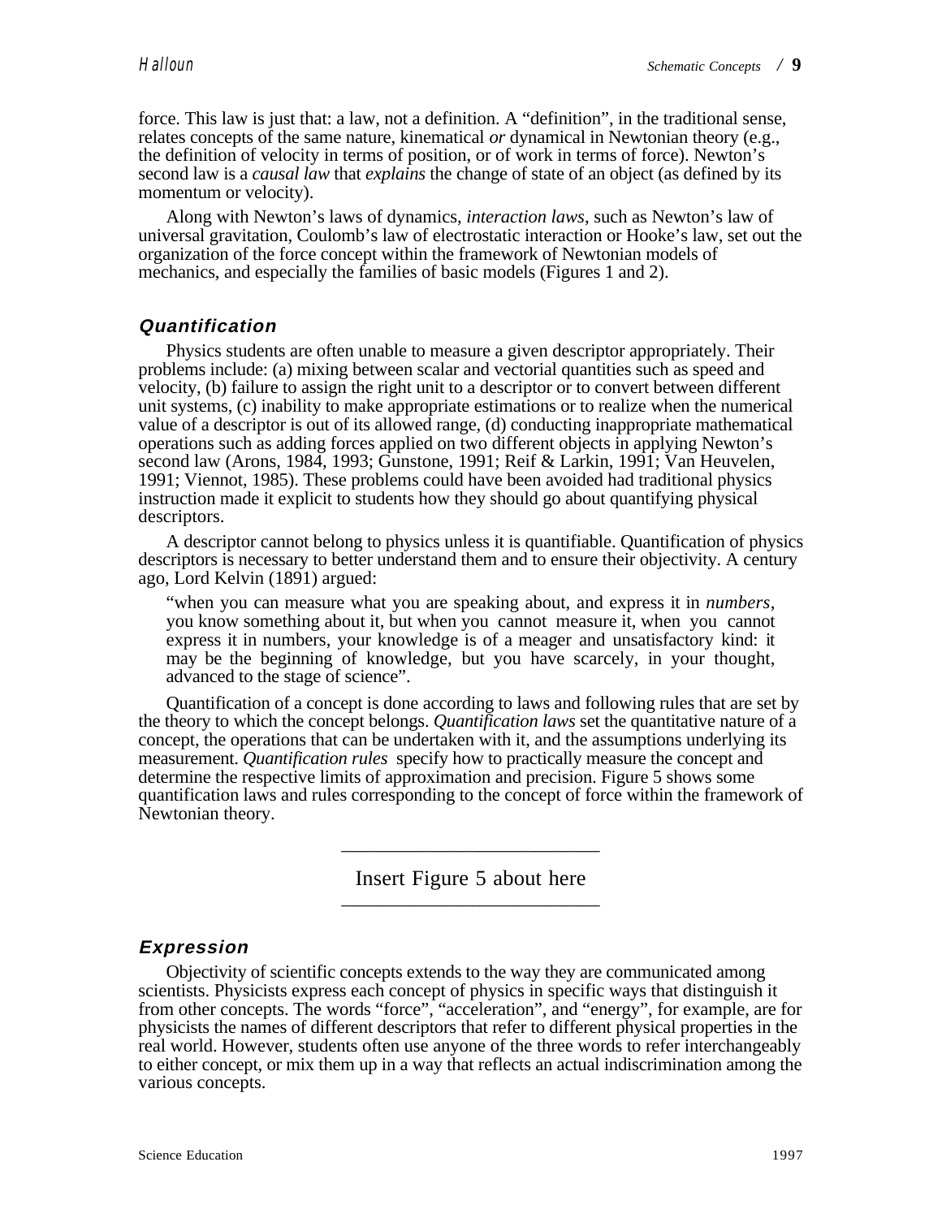force. This law is just that: a law, not a definition. A “definition”, in the traditional sense, relates concepts of the same nature, kinematical *or* dynamical in Newtonian theory (e.g., the definition of velocity in terms of position, or of work in terms of force). Newton’s second law is a *causal law* that *explains* the change of state of an object (as defined by its momentum or velocity).

Along with Newton’s laws of dynamics, *interaction laws*, such as Newton’s law of universal gravitation, Coulomb’s law of electrostatic interaction or Hooke’s law, set out the organization of the force concept within the framework of Newtonian models of mechanics, and especially the families of basic models (Figures 1 and 2).

### *Quantification*

Physics students are often unable to measure a given descriptor appropriately. Their problems include: (a) mixing between scalar and vectorial quantities such as speed and velocity, (b) failure to assign the right unit to a descriptor or to convert between different unit systems, (c) inability to make appropriate estimations or to realize when the numerical value of a descriptor is out of its allowed range, (d) conducting inappropriate mathematical operations such as adding forces applied on two different objects in applying Newton’s second law (Arons, 1984, 1993; Gunstone, 1991; Reif & Larkin, 1991; Van Heuvelen, 1991; Viennot, 1985). These problems could have been avoided had traditional physics instruction made it explicit to students how they should go about quantifying physical descriptors.

A descriptor cannot belong to physics unless it is quantifiable. Quantification of physics descriptors is necessary to better understand them and to ensure their objectivity. A century ago, Lord Kelvin (1891) argued:

> “when you can measure what you are speaking about, and express it in *numbers*, you know something about it, but when you cannot measure it, when you cannot express it in numbers, your knowledge is of a meager and unsatisfactory kind: it may be the beginning of knowledge, but you have scarcely, in your thought, advanced to the stage of science”.

Quantification of a concept is done according to laws and following rules that are set by the theory to which the concept belongs. *Quantification laws* set the quantitative nature of a concept, the operations that can be undertaken with it, and the assumptions underlying its measurement. *Quantification rules* specify how to practically measure the concept and determine the respective limits of approximation and precision. Figure 5 shows some quantification laws and rules corresponding to the concept of force within the framework of Newtonian theory.

---

Insert Figure 5 about here

---

### *Expression*

Objectivity of scientific concepts extends to the way they are communicated among scientists. Physicists express each concept of physics in specific ways that distinguish it from other concepts. The words “force”, “acceleration”, and “energy”, for example, are for physicists the names of different descriptors that refer to different physical properties in the real world. However, students often use anyone of the three words to refer interchangeably to either concept, or mix them up in a way that reflects an actual indiscrimination among the various concepts.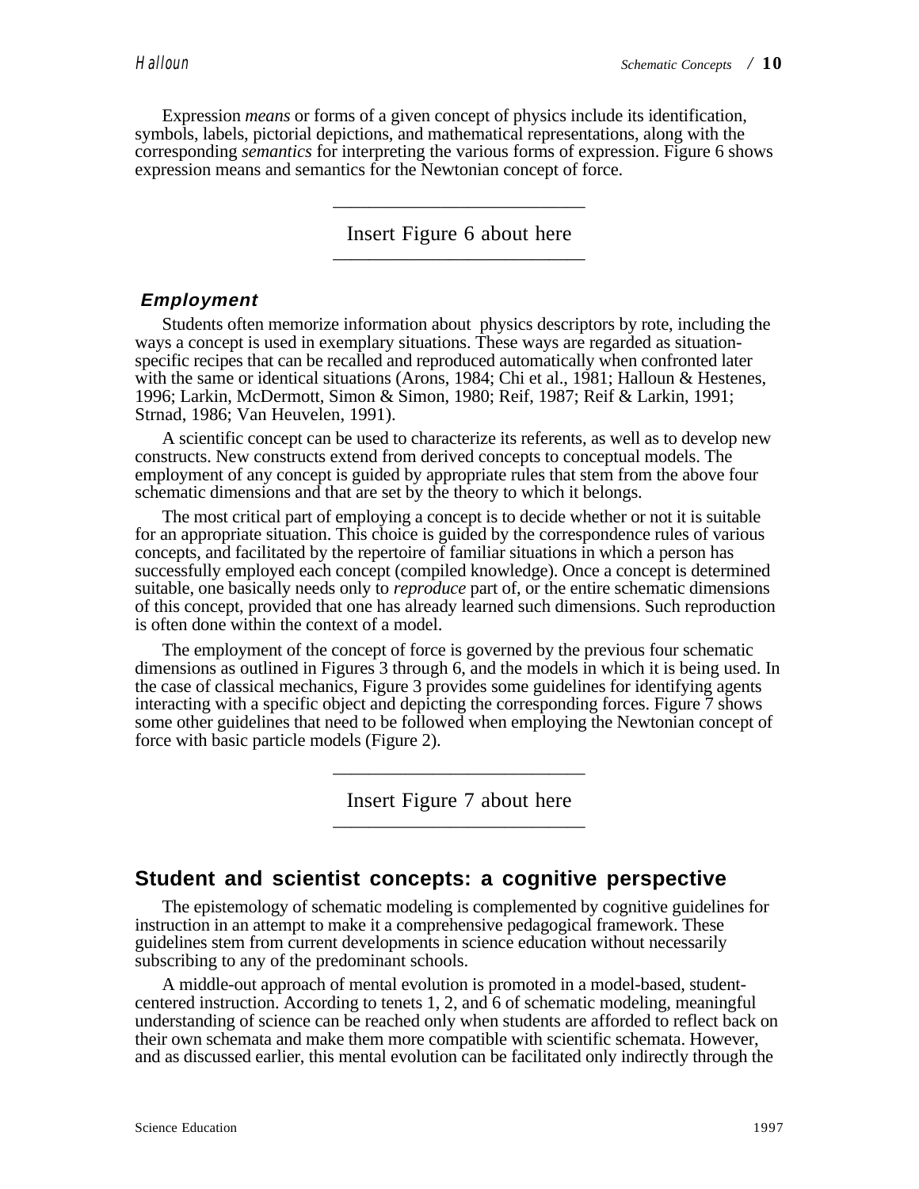Expression *means* or forms of a given concept of physics include its identification, symbols, labels, pictorial depictions, and mathematical representations, along with the corresponding *semantics* for interpreting the various forms of expression. Figure 6 shows expression means and semantics for the Newtonian concept of force.

---

Insert Figure 6 about here

---

### Employment

Students often memorize information about physics descriptors by rote, including the ways a concept is used in exemplary situations. These ways are regarded as situation-specific recipes that can be recalled and reproduced automatically when confronted later with the same or identical situations (Arons, 1984; Chi et al., 1981; Halloun & Hestenes, 1996; Larkin, McDermott, Simon & Simon, 1980; Reif, 1987; Reif & Larkin, 1991; Strnad, 1986; Van Heuvelen, 1991).

A scientific concept can be used to characterize its referents, as well as to develop new constructs. New constructs extend from derived concepts to conceptual models. The employment of any concept is guided by appropriate rules that stem from the above four schematic dimensions and that are set by the theory to which it belongs.

The most critical part of employing a concept is to decide whether or not it is suitable for an appropriate situation. This choice is guided by the correspondence rules of various concepts, and facilitated by the repertoire of familiar situations in which a person has successfully employed each concept (compiled knowledge). Once a concept is determined suitable, one basically needs only to *reproduce* part of, or the entire schematic dimensions of this concept, provided that one has already learned such dimensions. Such reproduction is often done within the context of a model.

The employment of the concept of force is governed by the previous four schematic dimensions as outlined in Figures 3 through 6, and the models in which it is being used. In the case of classical mechanics, Figure 3 provides some guidelines for identifying agents interacting with a specific object and depicting the corresponding forces. Figure 7 shows some other guidelines that need to be followed when employing the Newtonian concept of force with basic particle models (Figure 2).

---

Insert Figure 7 about here

---

## Student and scientist concepts: a cognitive perspective

The epistemology of schematic modeling is complemented by cognitive guidelines for instruction in an attempt to make it a comprehensive pedagogical framework. These guidelines stem from current developments in science education without necessarily subscribing to any of the predominant schools.

A middle-out approach of mental evolution is promoted in a model-based, student-centered instruction. According to tenets 1, 2, and 6 of schematic modeling, meaningful understanding of science can be reached only when students are afforded to reflect back on their own schemata and make them more compatible with scientific schemata. However, and as discussed earlier, this mental evolution can be facilitated only indirectly through the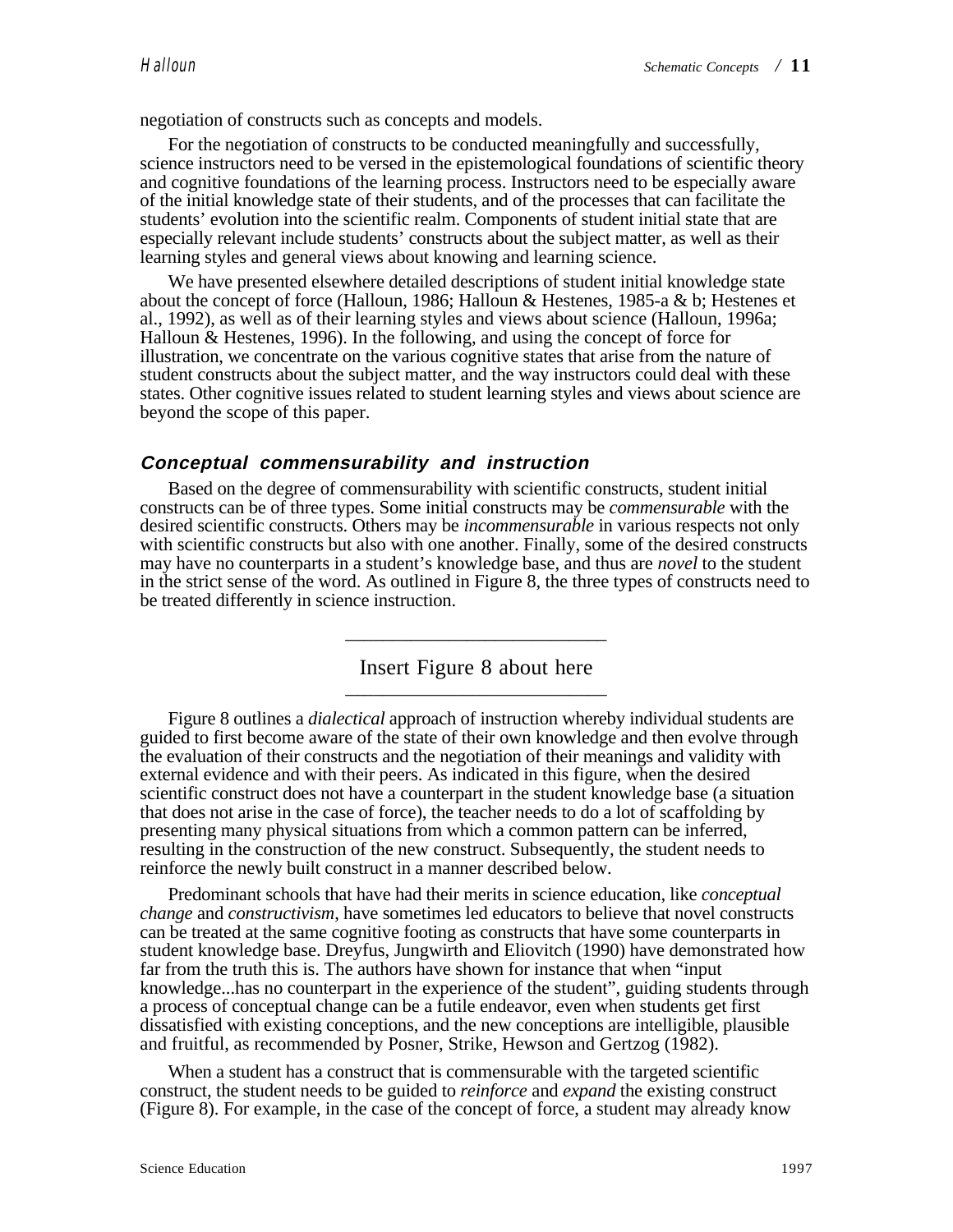negotiation of constructs such as concepts and models.

For the negotiation of constructs to be conducted meaningfully and successfully, science instructors need to be versed in the epistemological foundations of scientific theory and cognitive foundations of the learning process. Instructors need to be especially aware of the initial knowledge state of their students, and of the processes that can facilitate the students' evolution into the scientific realm. Components of student initial state that are especially relevant include students' constructs about the subject matter, as well as their learning styles and general views about knowing and learning science.

We have presented elsewhere detailed descriptions of student initial knowledge state about the concept of force (Halloun, 1986; Halloun & Hestenes, 1985-a & b; Hestenes et al., 1992), as well as of their learning styles and views about science (Halloun, 1996a; Halloun & Hestenes, 1996). In the following, and using the concept of force for illustration, we concentrate on the various cognitive states that arise from the nature of student constructs about the subject matter, and the way instructors could deal with these states. Other cognitive issues related to student learning styles and views about science are beyond the scope of this paper.

### *Conceptual commensurability and instruction*

Based on the degree of commensurability with scientific constructs, student initial constructs can be of three types. Some initial constructs may be *commensurable* with the desired scientific constructs. Others may be *incommensurable* in various respects not only with scientific constructs but also with one another. Finally, some of the desired constructs may have no counterparts in a student's knowledge base, and thus are *novel* to the student in the strict sense of the word. As outlined in Figure 8, the three types of constructs need to be treated differently in science instruction.

Insert Figure 8 about here

Figure 8 outlines a *dialectical* approach of instruction whereby individual students are guided to first become aware of the state of their own knowledge and then evolve through the evaluation of their constructs and the negotiation of their meanings and validity with external evidence and with their peers. As indicated in this figure, when the desired scientific construct does not have a counterpart in the student knowledge base (a situation that does not arise in the case of force), the teacher needs to do a lot of scaffolding by presenting many physical situations from which a common pattern can be inferred, resulting in the construction of the new construct. Subsequently, the student needs to reinforce the newly built construct in a manner described below.

Predominant schools that have had their merits in science education, like *conceptual change* and *constructivism*, have sometimes led educators to believe that novel constructs can be treated at the same cognitive footing as constructs that have some counterparts in student knowledge base. Dreyfus, Jungwirth and Eliovitch (1990) have demonstrated how far from the truth this is. The authors have shown for instance that when "input knowledge...has no counterpart in the experience of the student", guiding students through a process of conceptual change can be a futile endeavor, even when students get first dissatisfied with existing conceptions, and the new conceptions are intelligible, plausible and fruitful, as recommended by Posner, Strike, Hewson and Gertzog (1982).

When a student has a construct that is commensurable with the targeted scientific construct, the student needs to be guided to *reinforce* and *expand* the existing construct (Figure 8). For example, in the case of the concept of force, a student may already know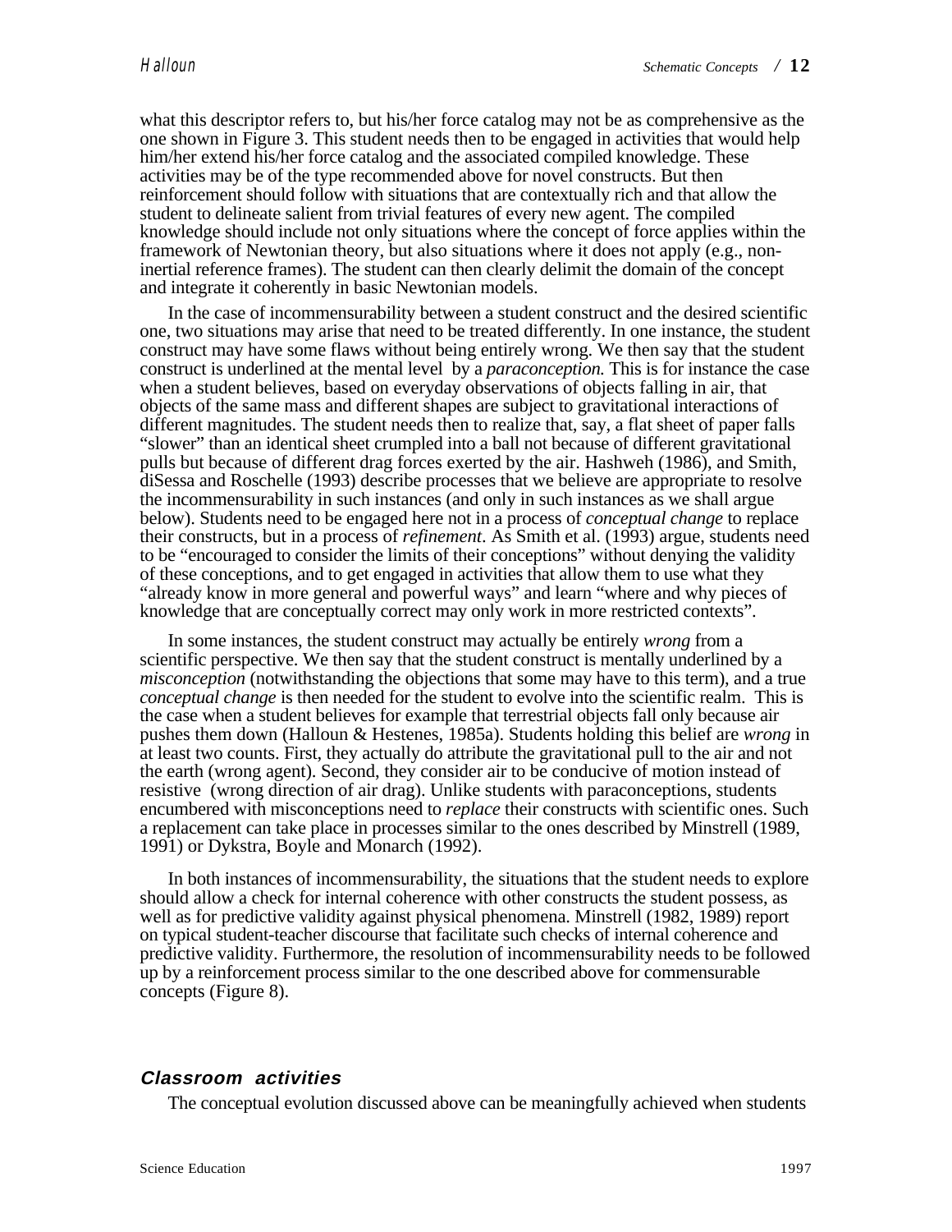what this descriptor refers to, but his/her force catalog may not be as comprehensive as the one shown in Figure 3. This student needs then to be engaged in activities that would help him/her extend his/her force catalog and the associated compiled knowledge. These activities may be of the type recommended above for novel constructs. But then reinforcement should follow with situations that are contextually rich and that allow the student to delineate salient from trivial features of every new agent. The compiled knowledge should include not only situations where the concept of force applies within the framework of Newtonian theory, but also situations where it does not apply (e.g., non-inertial reference frames). The student can then clearly delimit the domain of the concept and integrate it coherently in basic Newtonian models.

In the case of incommensurability between a student construct and the desired scientific one, two situations may arise that need to be treated differently. In one instance, the student construct may have some flaws without being entirely wrong. We then say that the student construct is underlined at the mental level by a *paraconception.* This is for instance the case when a student believes, based on everyday observations of objects falling in air, that objects of the same mass and different shapes are subject to gravitational interactions of different magnitudes. The student needs then to realize that, say, a flat sheet of paper falls “slower” than an identical sheet crumpled into a ball not because of different gravitational pulls but because of different drag forces exerted by the air. Hashweh (1986), and Smith, diSessa and Roschelle (1993) describe processes that we believe are appropriate to resolve the incommensurability in such instances (and only in such instances as we shall argue below). Students need to be engaged here not in a process of *conceptual change* to replace their constructs, but in a process of *refinement*. As Smith et al. (1993) argue, students need to be “encouraged to consider the limits of their conceptions” without denying the validity of these conceptions, and to get engaged in activities that allow them to use what they “already know in more general and powerful ways” and learn “where and why pieces of knowledge that are conceptually correct may only work in more restricted contexts”.

In some instances, the student construct may actually be entirely *wrong* from a scientific perspective. We then say that the student construct is mentally underlined by a *misconception* (notwithstanding the objections that some may have to this term), and a true *conceptual change* is then needed for the student to evolve into the scientific realm. This is the case when a student believes for example that terrestrial objects fall only because air pushes them down (Halloun & Hestenes, 1985a). Students holding this belief are *wrong* in at least two counts. First, they actually do attribute the gravitational pull to the air and not the earth (wrong agent). Second, they consider air to be conducive of motion instead of resistive (wrong direction of air drag). Unlike students with paraconceptions, students encumbered with misconceptions need to *replace* their constructs with scientific ones. Such a replacement can take place in processes similar to the ones described by Minstrell (1989, 1991) or Dykstra, Boyle and Monarch (1992).

In both instances of incommensurability, the situations that the student needs to explore should allow a check for internal coherence with other constructs the student possess, as well as for predictive validity against physical phenomena. Minstrell (1982, 1989) report on typical student-teacher discourse that facilitate such checks of internal coherence and predictive validity. Furthermore, the resolution of incommensurability needs to be followed up by a reinforcement process similar to the one described above for commensurable concepts (Figure 8).

### Classroom activities

The conceptual evolution discussed above can be meaningfully achieved when students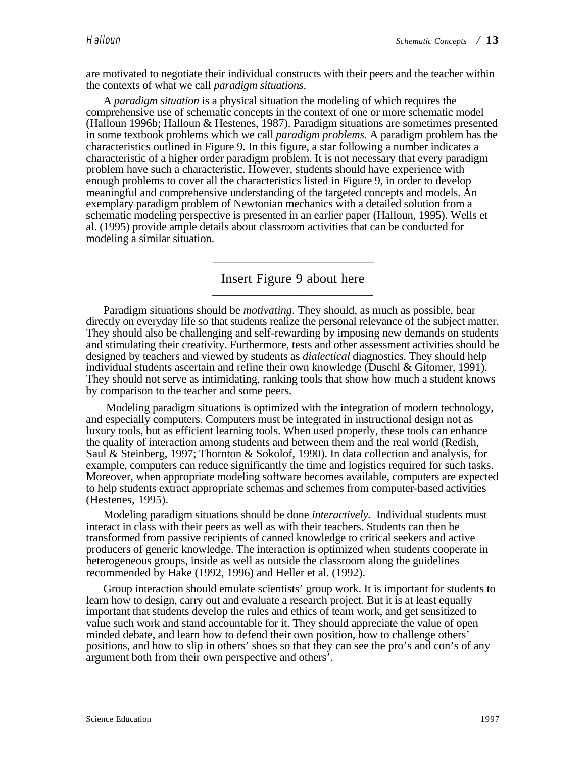are motivated to negotiate their individual constructs with their peers and the teacher within the contexts of what we call *paradigm situations*.

A *paradigm situation* is a physical situation the modeling of which requires the comprehensive use of schematic concepts in the context of one or more schematic model (Halloun 1996b; Halloun & Hestenes, 1987). Paradigm situations are sometimes presented in some textbook problems which we call *paradigm problems.* A paradigm problem has the characteristics outlined in Figure 9. In this figure, a star following a number indicates a characteristic of a higher order paradigm problem. It is not necessary that every paradigm problem have such a characteristic. However, students should have experience with enough problems to cover all the characteristics listed in Figure 9, in order to develop meaningful and comprehensive understanding of the targeted concepts and models. An exemplary paradigm problem of Newtonian mechanics with a detailed solution from a schematic modeling perspective is presented in an earlier paper (Halloun, 1995). Wells et al. (1995) provide ample details about classroom activities that can be conducted for modeling a similar situation.

Insert Figure 9 about here

Paradigm situations should be *motivating*. They should, as much as possible, bear directly on everyday life so that students realize the personal relevance of the subject matter. They should also be challenging and self-rewarding by imposing new demands on students and stimulating their creativity. Furthermore, tests and other assessment activities should be designed by teachers and viewed by students as *dialectical* diagnostics. They should help individual students ascertain and refine their own knowledge (Duschl & Gitomer, 1991). They should not serve as intimidating, ranking tools that show how much a student knows by comparison to the teacher and some peers.

Modeling paradigm situations is optimized with the integration of modern technology, and especially computers. Computers must be integrated in instructional design not as luxury tools, but as efficient learning tools. When used properly, these tools can enhance the quality of interaction among students and between them and the real world (Redish, Saul & Steinberg, 1997; Thornton & Sokolof, 1990). In data collection and analysis, for example, computers can reduce significantly the time and logistics required for such tasks. Moreover, when appropriate modeling software becomes available, computers are expected to help students extract appropriate schemas and schemes from computer-based activities (Hestenes, 1995).

Modeling paradigm situations should be done *interactively.* Individual students must interact in class with their peers as well as with their teachers. Students can then be transformed from passive recipients of canned knowledge to critical seekers and active producers of generic knowledge. The interaction is optimized when students cooperate in heterogeneous groups, inside as well as outside the classroom along the guidelines recommended by Hake (1992, 1996) and Heller et al. (1992).

Group interaction should emulate scientists' group work. It is important for students to learn how to design, carry out and evaluate a research project. But it is at least equally important that students develop the rules and ethics of team work, and get sensitized to value such work and stand accountable for it. They should appreciate the value of open minded debate, and learn how to defend their own position, how to challenge others' positions, and how to slip in others' shoes so that they can see the pro's and con's of any argument both from their own perspective and others'.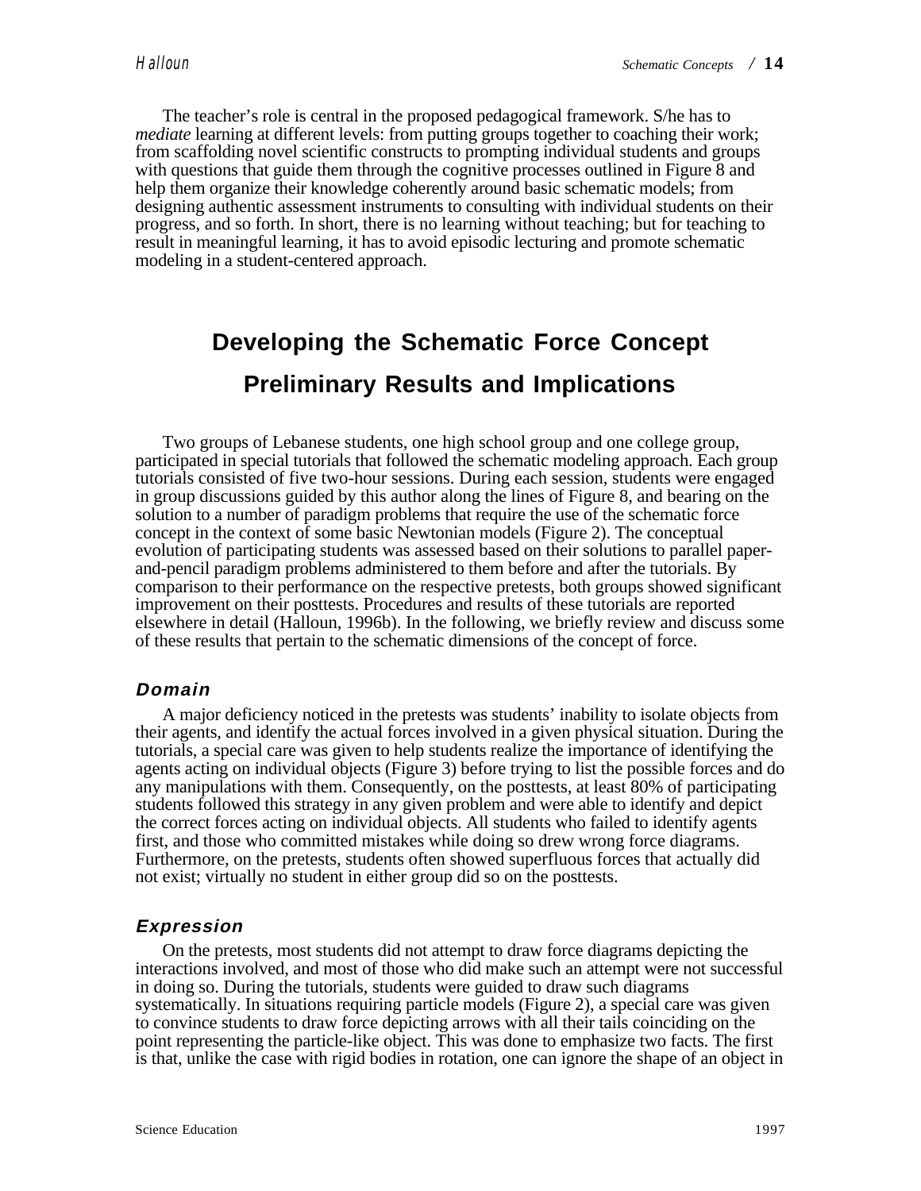The teacher's role is central in the proposed pedagogical framework. S/he has to *mediate* learning at different levels: from putting groups together to coaching their work; from scaffolding novel scientific constructs to prompting individual students and groups with questions that guide them through the cognitive processes outlined in Figure 8 and help them organize their knowledge coherently around basic schematic models; from designing authentic assessment instruments to consulting with individual students on their progress, and so forth. In short, there is no learning without teaching; but for teaching to result in meaningful learning, it has to avoid episodic lecturing and promote schematic modeling in a student-centered approach.

## Developing the Schematic Force Concept

## Preliminary Results and Implications

Two groups of Lebanese students, one high school group and one college group, participated in special tutorials that followed the schematic modeling approach. Each group tutorials consisted of five two-hour sessions. During each session, students were engaged in group discussions guided by this author along the lines of Figure 8, and bearing on the solution to a number of paradigm problems that require the use of the schematic force concept in the context of some basic Newtonian models (Figure 2). The conceptual evolution of participating students was assessed based on their solutions to parallel paper-and-pencil paradigm problems administered to them before and after the tutorials. By comparison to their performance on the respective pretests, both groups showed significant improvement on their posttests. Procedures and results of these tutorials are reported elsewhere in detail (Halloun, 1996b). In the following, we briefly review and discuss some of these results that pertain to the schematic dimensions of the concept of force.

### *Domain*

A major deficiency noticed in the pretests was students' inability to isolate objects from their agents, and identify the actual forces involved in a given physical situation. During the tutorials, a special care was given to help students realize the importance of identifying the agents acting on individual objects (Figure 3) before trying to list the possible forces and do any manipulations with them. Consequently, on the posttests, at least 80% of participating students followed this strategy in any given problem and were able to identify and depict the correct forces acting on individual objects. All students who failed to identify agents first, and those who committed mistakes while doing so drew wrong force diagrams. Furthermore, on the pretests, students often showed superfluous forces that actually did not exist; virtually no student in either group did so on the posttests.

### *Expression*

On the pretests, most students did not attempt to draw force diagrams depicting the interactions involved, and most of those who did make such an attempt were not successful in doing so. During the tutorials, students were guided to draw such diagrams systematically. In situations requiring particle models (Figure 2), a special care was given to convince students to draw force depicting arrows with all their tails coinciding on the point representing the particle-like object. This was done to emphasize two facts. The first is that, unlike the case with rigid bodies in rotation, one can ignore the shape of an object in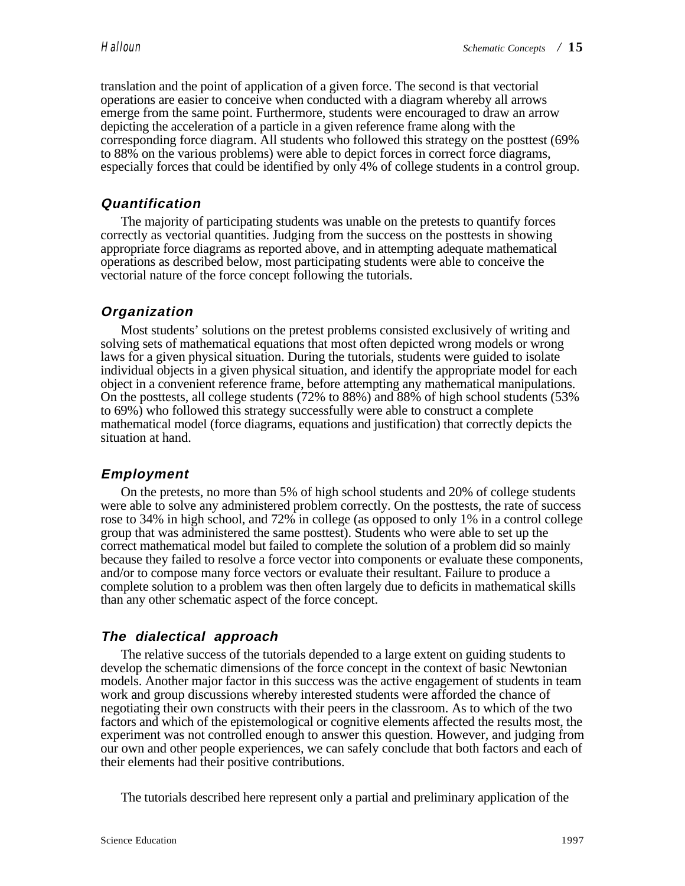translation and the point of application of a given force. The second is that vectorial operations are easier to conceive when conducted with a diagram whereby all arrows emerge from the same point. Furthermore, students were encouraged to draw an arrow depicting the acceleration of a particle in a given reference frame along with the corresponding force diagram. All students who followed this strategy on the posttest (69% to 88% on the various problems) were able to depict forces in correct force diagrams, especially forces that could be identified by only 4% of college students in a control group.

### *Quantification*

The majority of participating students was unable on the pretests to quantify forces correctly as vectorial quantities. Judging from the success on the posttests in showing appropriate force diagrams as reported above, and in attempting adequate mathematical operations as described below, most participating students were able to conceive the vectorial nature of the force concept following the tutorials.

### *Organization*

Most students' solutions on the pretest problems consisted exclusively of writing and solving sets of mathematical equations that most often depicted wrong models or wrong laws for a given physical situation. During the tutorials, students were guided to isolate individual objects in a given physical situation, and identify the appropriate model for each object in a convenient reference frame, before attempting any mathematical manipulations. On the posttests, all college students (72% to 88%) and 88% of high school students (53% to 69%) who followed this strategy successfully were able to construct a complete mathematical model (force diagrams, equations and justification) that correctly depicts the situation at hand.

### *Employment*

On the pretests, no more than 5% of high school students and 20% of college students were able to solve any administered problem correctly. On the posttests, the rate of success rose to 34% in high school, and 72% in college (as opposed to only 1% in a control college group that was administered the same posttest). Students who were able to set up the correct mathematical model but failed to complete the solution of a problem did so mainly because they failed to resolve a force vector into components or evaluate these components, and/or to compose many force vectors or evaluate their resultant. Failure to produce a complete solution to a problem was then often largely due to deficits in mathematical skills than any other schematic aspect of the force concept.

### *The dialectical approach*

The relative success of the tutorials depended to a large extent on guiding students to develop the schematic dimensions of the force concept in the context of basic Newtonian models. Another major factor in this success was the active engagement of students in team work and group discussions whereby interested students were afforded the chance of negotiating their own constructs with their peers in the classroom. As to which of the two factors and which of the epistemological or cognitive elements affected the results most, the experiment was not controlled enough to answer this question. However, and judging from our own and other people experiences, we can safely conclude that both factors and each of their elements had their positive contributions.

The tutorials described here represent only a partial and preliminary application of the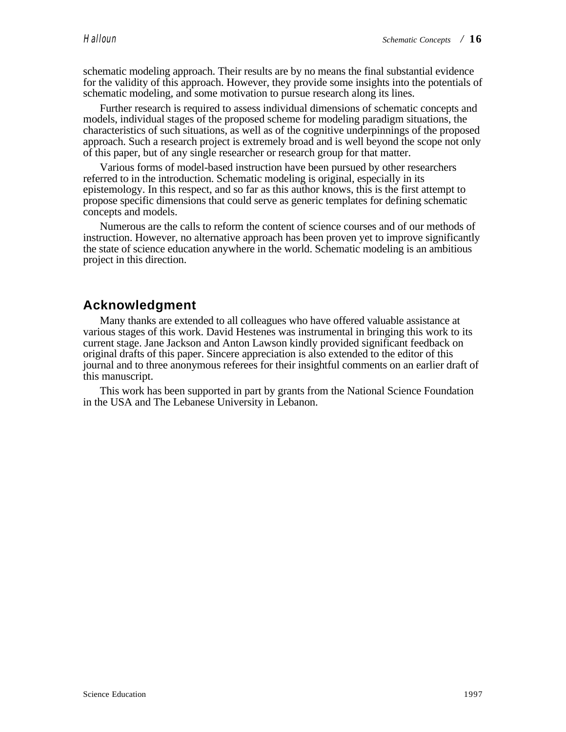schematic modeling approach. Their results are by no means the final substantial evidence for the validity of this approach. However, they provide some insights into the potentials of schematic modeling, and some motivation to pursue research along its lines.

Further research is required to assess individual dimensions of schematic concepts and models, individual stages of the proposed scheme for modeling paradigm situations, the characteristics of such situations, as well as of the cognitive underpinnings of the proposed approach. Such a research project is extremely broad and is well beyond the scope not only of this paper, but of any single researcher or research group for that matter.

Various forms of model-based instruction have been pursued by other researchers referred to in the introduction. Schematic modeling is original, especially in its epistemology. In this respect, and so far as this author knows, this is the first attempt to propose specific dimensions that could serve as generic templates for defining schematic concepts and models.

Numerous are the calls to reform the content of science courses and of our methods of instruction. However, no alternative approach has been proven yet to improve significantly the state of science education anywhere in the world. Schematic modeling is an ambitious project in this direction.

## Acknowledgment

Many thanks are extended to all colleagues who have offered valuable assistance at various stages of this work. David Hestenes was instrumental in bringing this work to its current stage. Jane Jackson and Anton Lawson kindly provided significant feedback on original drafts of this paper. Sincere appreciation is also extended to the editor of this journal and to three anonymous referees for their insightful comments on an earlier draft of this manuscript.

This work has been supported in part by grants from the National Science Foundation in the USA and The Lebanese University in Lebanon.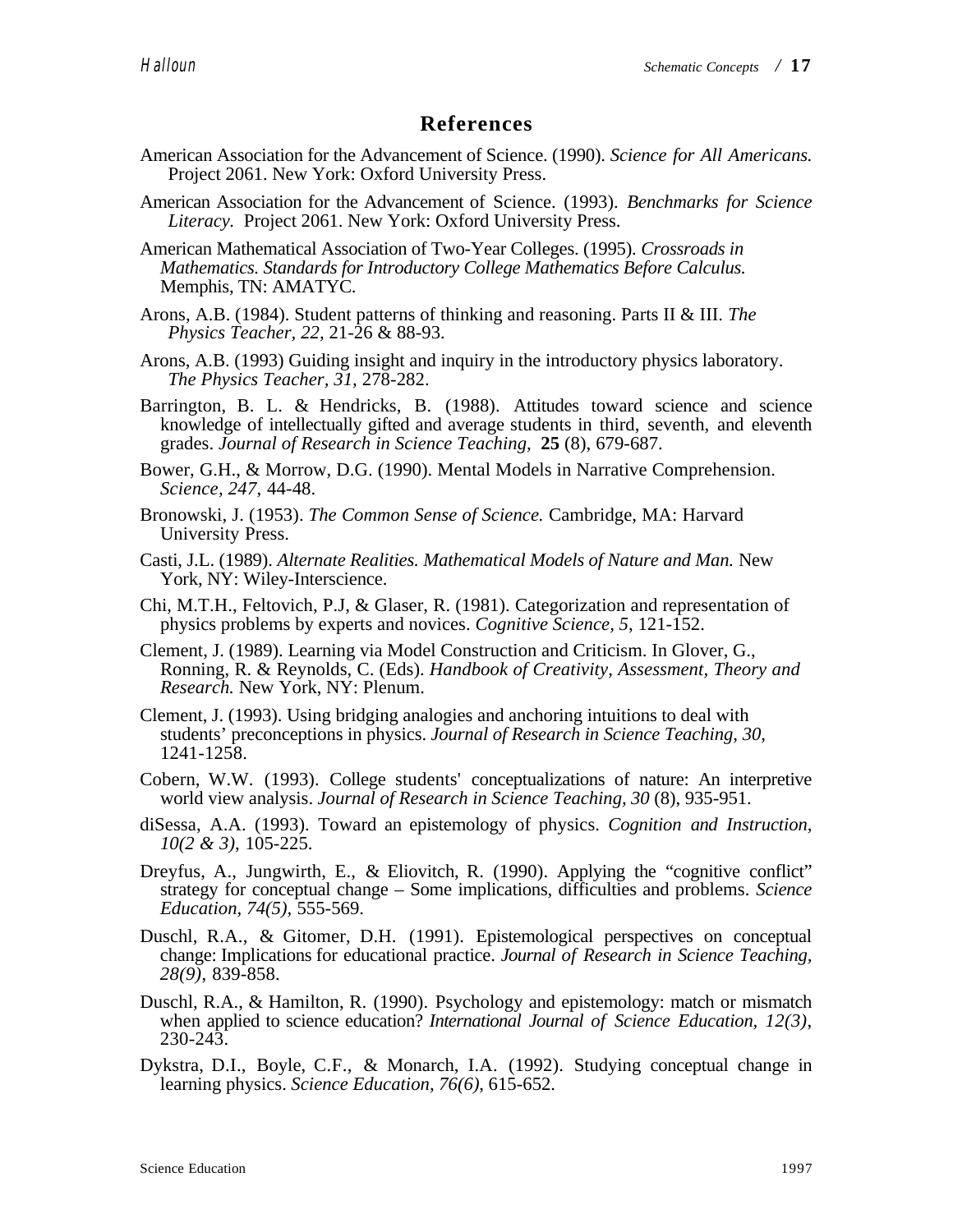## References

American Association for the Advancement of Science. (1990). *Science for All Americans.* Project 2061. New York: Oxford University Press.

American Association for the Advancement of Science. (1993). *Benchmarks for Science Literacy.* Project 2061. New York: Oxford University Press.

American Mathematical Association of Two-Year Colleges. (1995). *Crossroads in Mathematics. Standards for Introductory College Mathematics Before Calculus.* Memphis, TN: AMATYC.

Arons, A.B. (1984). Student patterns of thinking and reasoning. Parts II & III. *The Physics Teacher, 22,* 21-26 & 88-93.

Arons, A.B. (1993) Guiding insight and inquiry in the introductory physics laboratory. *The Physics Teacher, 31,* 278-282.

Barrington, B. L. & Hendricks, B. (1988). Attitudes toward science and science knowledge of intellectually gifted and average students in third, seventh, and eleventh grades. *Journal of Research in Science Teaching,* **25** (8), 679-687.

Bower, G.H., & Morrow, D.G. (1990). Mental Models in Narrative Comprehension. *Science, 247,* 44-48.

Bronowski, J. (1953). *The Common Sense of Science.* Cambridge, MA: Harvard University Press.

Casti, J.L. (1989). *Alternate Realities. Mathematical Models of Nature and Man.* New York, NY: Wiley-Interscience.

Chi, M.T.H., Feltovich, P.J, & Glaser, R. (1981). Categorization and representation of physics problems by experts and novices. *Cognitive Science, 5,* 121-152.

Clement, J. (1989). Learning via Model Construction and Criticism. In Glover, G., Ronning, R. & Reynolds, C. (Eds). *Handbook of Creativity, Assessment, Theory and Research.* New York, NY: Plenum.

Clement, J. (1993). Using bridging analogies and anchoring intuitions to deal with students' preconceptions in physics. *Journal of Research in Science Teaching, 30,* 1241-1258.

Cobern, W.W. (1993). College students' conceptualizations of nature: An interpretive world view analysis. *Journal of Research in Science Teaching, 30* (8), 935-951.

diSessa, A.A. (1993). Toward an epistemology of physics. *Cognition and Instruction, 10(2 & 3),* 105-225.

Dreyfus, A., Jungwirth, E., & Eliovitch, R. (1990). Applying the "cognitive conflict" strategy for conceptual change – Some implications, difficulties and problems. *Science Education, 74(5),* 555-569.

Duschl, R.A., & Gitomer, D.H. (1991). Epistemological perspectives on conceptual change: Implications for educational practice. *Journal of Research in Science Teaching, 28(9),* 839-858.

Duschl, R.A., & Hamilton, R. (1990). Psychology and epistemology: match or mismatch when applied to science education? *International Journal of Science Education, 12(3),* 230-243.

Dykstra, D.I., Boyle, C.F., & Monarch, I.A. (1992). Studying conceptual change in learning physics. *Science Education, 76(6),* 615-652.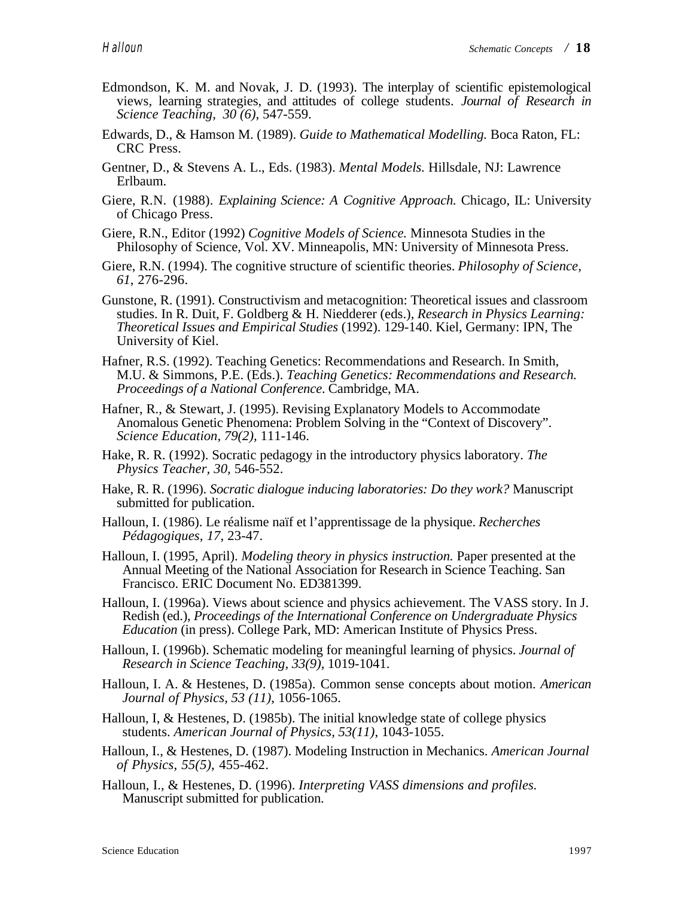Edmondson, K. M. and Novak, J. D. (1993). The interplay of scientific epistemological views, learning strategies, and attitudes of college students. *Journal of Research in Science Teaching, 30 (6)*, 547-559.

Edwards, D., & Hamson M. (1989). *Guide to Mathematical Modelling.* Boca Raton, FL: CRC Press.

Gentner, D., & Stevens A. L., Eds. (1983). *Mental Models.* Hillsdale, NJ: Lawrence Erlbaum.

Giere, R.N. (1988). *Explaining Science: A Cognitive Approach.* Chicago, IL: University of Chicago Press.

Giere, R.N., Editor (1992) *Cognitive Models of Science.* Minnesota Studies in the Philosophy of Science, Vol. XV. Minneapolis, MN: University of Minnesota Press.

Giere, R.N. (1994). The cognitive structure of scientific theories. *Philosophy of Science, 61,* 276-296.

Gunstone, R. (1991). Constructivism and metacognition: Theoretical issues and classroom studies. In R. Duit, F. Goldberg & H. Niedderer (eds.), *Research in Physics Learning: Theoretical Issues and Empirical Studies* (1992). 129-140. Kiel, Germany: IPN, The University of Kiel.

Hafner, R.S. (1992). Teaching Genetics: Recommendations and Research. In Smith, M.U. & Simmons, P.E. (Eds.). *Teaching Genetics: Recommendations and Research. Proceedings of a National Conference*. Cambridge, MA.

Hafner, R., & Stewart, J. (1995). Revising Explanatory Models to Accommodate Anomalous Genetic Phenomena: Problem Solving in the "Context of Discovery". *Science Education, 79(2),* 111-146.

Hake, R. R. (1992). Socratic pedagogy in the introductory physics laboratory. *The Physics Teacher, 30,* 546-552.

Hake, R. R. (1996). *Socratic dialogue inducing laboratories: Do they work?* Manuscript submitted for publication.

Halloun, I. (1986). Le réalisme naïf et l'apprentissage de la physique. *Recherches Pédagogiques, 17*, 23-47.

Halloun, I. (1995, April). *Modeling theory in physics instruction.* Paper presented at the Annual Meeting of the National Association for Research in Science Teaching. San Francisco. ERIC Document No. ED381399.

Halloun, I. (1996a). Views about science and physics achievement. The VASS story. In J. Redish (ed.), *Proceedings of the International Conference on Undergraduate Physics Education* (in press). College Park, MD: American Institute of Physics Press.

Halloun, I. (1996b). Schematic modeling for meaningful learning of physics. *Journal of Research in Science Teaching, 33(9),* 1019-1041.

Halloun, I. A. & Hestenes, D. (1985a). Common sense concepts about motion. *American Journal of Physics, 53 (11)*, 1056-1065.

Halloun, I, & Hestenes, D. (1985b). The initial knowledge state of college physics students. *American Journal of Physics, 53(11),* 1043-1055.

Halloun, I., & Hestenes, D. (1987). Modeling Instruction in Mechanics. *American Journal of Physics, 55(5),* 455-462.

Halloun, I., & Hestenes, D. (1996). *Interpreting VASS dimensions and profiles.* Manuscript submitted for publication.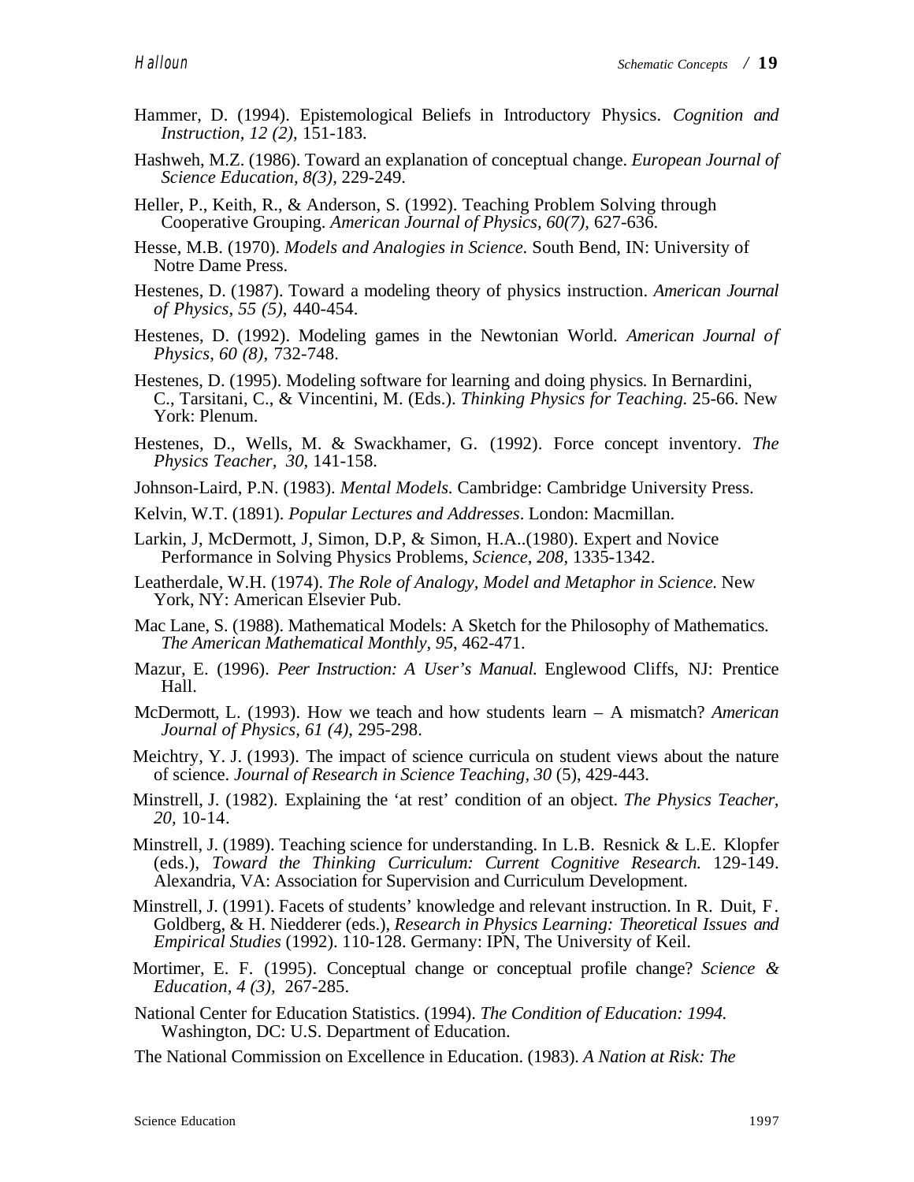Hammer, D. (1994). Epistemological Beliefs in Introductory Physics. *Cognition and Instruction, 12 (2)*, 151-183.

Hashweh, M.Z. (1986). Toward an explanation of conceptual change. *European Journal of Science Education, 8(3)*, 229-249.

Heller, P., Keith, R., & Anderson, S. (1992). Teaching Problem Solving through Cooperative Grouping. *American Journal of Physics, 60(7)*, 627-636.

Hesse, M.B. (1970). *Models and Analogies in Science.* South Bend, IN: University of Notre Dame Press.

Hestenes, D. (1987). Toward a modeling theory of physics instruction. *American Journal of Physics*, *55 (5)*, 440-454.

Hestenes, D. (1992). Modeling games in the Newtonian World. *American Journal of Physics*, *60 (8)*, 732-748.

Hestenes, D. (1995). Modeling software for learning and doing physics*.* In Bernardini, C., Tarsitani, C., & Vincentini, M. (Eds.). *Thinking Physics for Teaching.* 25-66. New York: Plenum.

Hestenes, D., Wells, M. & Swackhamer, G. (1992). Force concept inventory. *The Physics Teacher*, *30*, 141-158.

Johnson-Laird, P.N. (1983). *Mental Models.* Cambridge: Cambridge University Press.

Kelvin, W.T. (1891). *Popular Lectures and Addresses*. London: Macmillan.

Larkin, J, McDermott, J, Simon, D.P, & Simon, H.A..(1980). Expert and Novice Performance in Solving Physics Problems, *Science*, *208*, 1335-1342.

Leatherdale, W.H. (1974). *The Role of Analogy, Model and Metaphor in Science.* New York, NY: American Elsevier Pub.

Mac Lane, S. (1988). Mathematical Models: A Sketch for the Philosophy of Mathematics. *The American Mathematical Monthly*, *95*, 462-471.

Mazur, E. (1996). *Peer Instruction: A User's Manual.* Englewood Cliffs, NJ: Prentice Hall.

McDermott, L. (1993). How we teach and how students learn – A mismatch? *American Journal of Physics, 61 (4)*, 295-298.

Meichtry, Y. J. (1993). The impact of science curricula on student views about the nature of science. *Journal of Research in Science Teaching*, *30* (5), 429-443.

Minstrell, J. (1982). Explaining the 'at rest' condition of an object. *The Physics Teacher, 20*, 10-14.

Minstrell, J. (1989). Teaching science for understanding. In L.B. Resnick & L.E. Klopfer (eds.), *Toward the Thinking Curriculum: Current Cognitive Research.* 129-149. Alexandria, VA: Association for Supervision and Curriculum Development.

Minstrell, J. (1991). Facets of students' knowledge and relevant instruction. In R. Duit, F. Goldberg, & H. Niedderer (eds.), *Research in Physics Learning: Theoretical Issues and Empirical Studies* (1992). 110-128. Germany: IPN, The University of Keil.

Mortimer, E. F. (1995). Conceptual change or conceptual profile change? *Science & Education, 4 (3),* 267-285.

National Center for Education Statistics. (1994). *The Condition of Education: 1994.* Washington, DC: U.S. Department of Education.

The National Commission on Excellence in Education. (1983). *A Nation at Risk: The*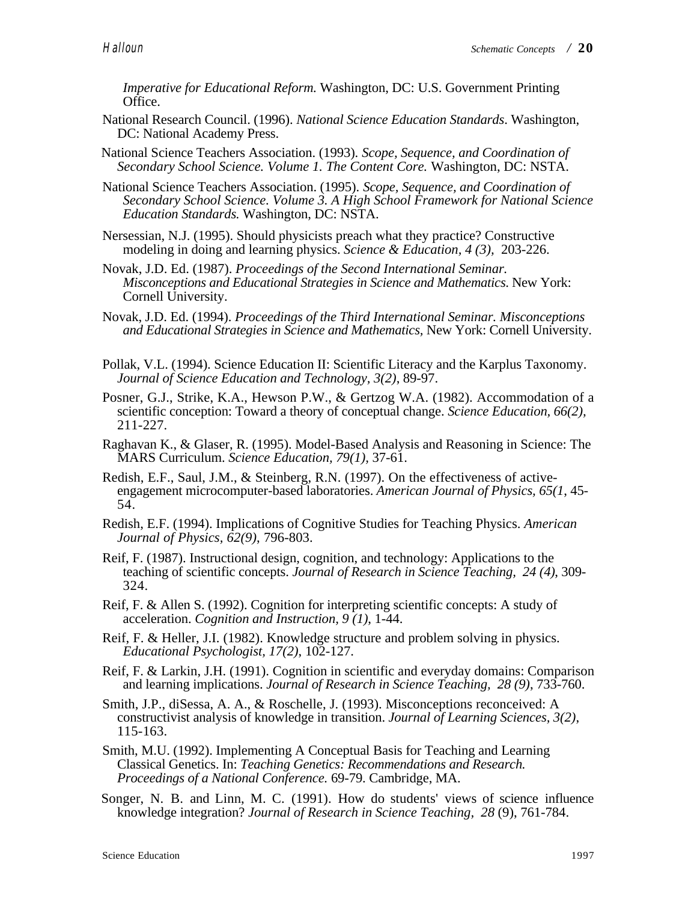*Imperative for Educational Reform.* Washington, DC: U.S. Government Printing Office.

National Research Council. (1996). *National Science Education Standards*. Washington, DC: National Academy Press.

National Science Teachers Association. (1993). *Scope, Sequence, and Coordination of Secondary School Science. Volume 1. The Content Core.* Washington, DC: NSTA.

National Science Teachers Association. (1995). *Scope, Sequence, and Coordination of Secondary School Science. Volume 3. A High School Framework for National Science Education Standards.* Washington, DC: NSTA.

Nersessian, N.J. (1995). Should physicists preach what they practice? Constructive modeling in doing and learning physics. *Science & Education, 4 (3),* 203-226.

Novak, J.D. Ed. (1987). *Proceedings of the Second International Seminar. Misconceptions and Educational Strategies in Science and Mathematics.* New York: Cornell University.

Novak, J.D. Ed. (1994). *Proceedings of the Third International Seminar. Misconceptions and Educational Strategies in Science and Mathematics,* New York: Cornell University.

Pollak, V.L. (1994). Science Education II: Scientific Literacy and the Karplus Taxonomy. *Journal of Science Education and Technology, 3(2)*, 89-97.

Posner, G.J., Strike, K.A., Hewson P.W., & Gertzog W.A. (1982). Accommodation of a scientific conception: Toward a theory of conceptual change. *Science Education, 66(2),* 211-227.

Raghavan K., & Glaser, R. (1995). Model-Based Analysis and Reasoning in Science: The MARS Curriculum. *Science Education, 79(1),* 37-61.

Redish, E.F., Saul, J.M., & Steinberg, R.N. (1997). On the effectiveness of active-engagement microcomputer-based laboratories. *American Journal of Physics, 65(1*, 45-54.

Redish, E.F. (1994). Implications of Cognitive Studies for Teaching Physics. *American Journal of Physics, 62(9),* 796-803.

Reif, F. (1987). Instructional design, cognition, and technology: Applications to the teaching of scientific concepts. *Journal of Research in Science Teaching, 24 (4),* 309-324.

Reif, F. & Allen S. (1992). Cognition for interpreting scientific concepts: A study of acceleration. *Cognition and Instruction, 9 (1),* 1-44.

Reif, F. & Heller, J.I. (1982). Knowledge structure and problem solving in physics. *Educational Psychologist, 17(2)*, 102-127.

Reif, F. & Larkin, J.H. (1991). Cognition in scientific and everyday domains: Comparison and learning implications. *Journal of Research in Science Teaching, 28 (9)*, 733-760.

Smith, J.P., diSessa, A. A., & Roschelle, J. (1993). Misconceptions reconceived: A constructivist analysis of knowledge in transition. *Journal of Learning Sciences, 3(2),* 115-163.

Smith, M.U. (1992). Implementing A Conceptual Basis for Teaching and Learning Classical Genetics. In: *Teaching Genetics: Recommendations and Research. Proceedings of a National Conference.* 69-79. Cambridge, MA.

Songer, N. B. and Linn, M. C. (1991). How do students' views of science influence knowledge integration? *Journal of Research in Science Teaching, 28* (9), 761-784.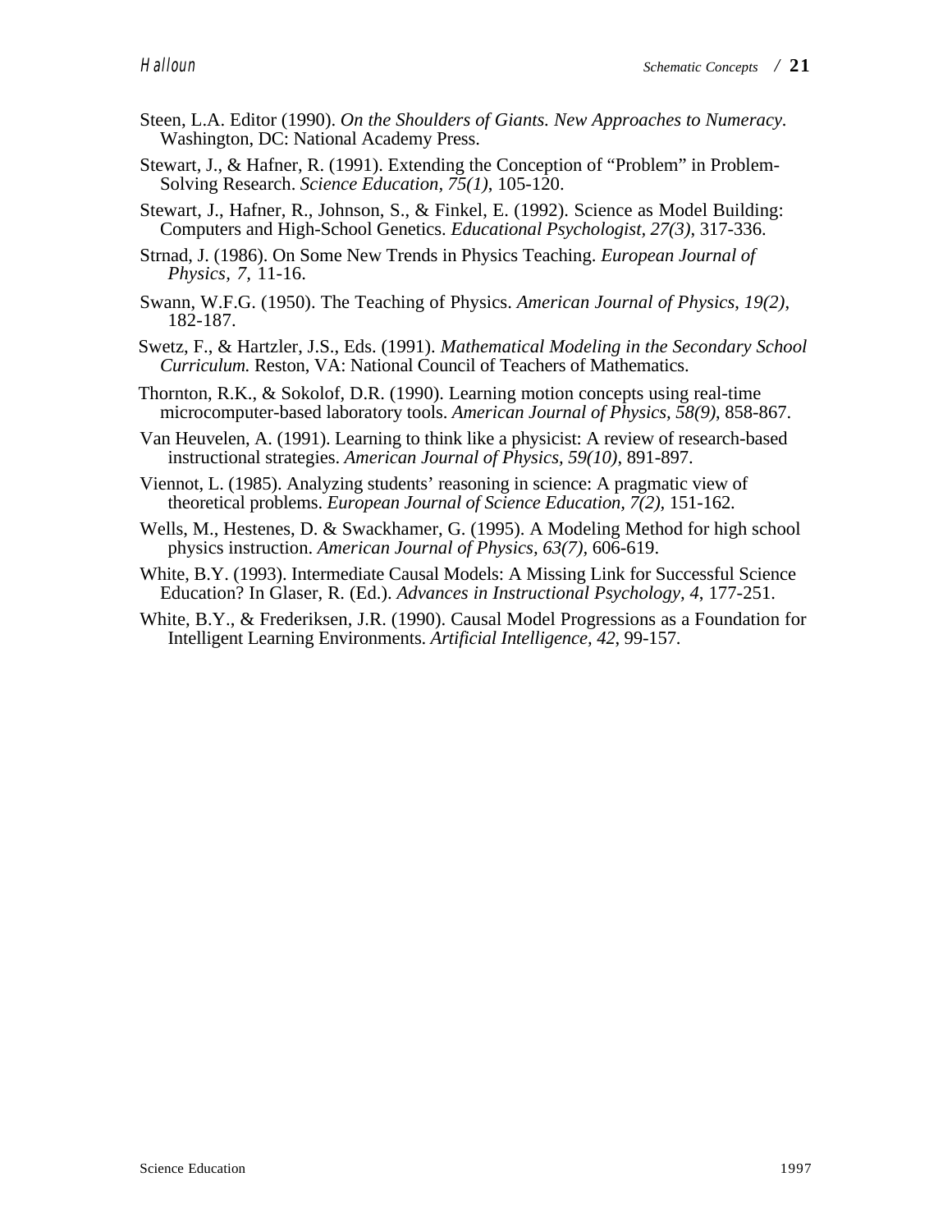Steen, L.A. Editor (1990). *On the Shoulders of Giants. New Approaches to Numeracy*. Washington, DC: National Academy Press.

Stewart, J., & Hafner, R. (1991). Extending the Conception of "Problem" in Problem-Solving Research. *Science Education, 75(1)*, 105-120.

Stewart, J., Hafner, R., Johnson, S., & Finkel, E. (1992). Science as Model Building: Computers and High-School Genetics. *Educational Psychologist, 27(3)*, 317-336.

Strnad, J. (1986). On Some New Trends in Physics Teaching. *European Journal of Physics, 7,* 11-16.

Swann, W.F.G. (1950). The Teaching of Physics. *American Journal of Physics, 19(2)*, 182-187.

Swetz, F., & Hartzler, J.S., Eds. (1991). *Mathematical Modeling in the Secondary School Curriculum.* Reston, VA: National Council of Teachers of Mathematics.

Thornton, R.K., & Sokolof, D.R. (1990). Learning motion concepts using real-time microcomputer-based laboratory tools. *American Journal of Physics, 58(9)*, 858-867.

Van Heuvelen, A. (1991). Learning to think like a physicist: A review of research-based instructional strategies. *American Journal of Physics, 59(10)*, 891-897.

Viennot, L. (1985). Analyzing students' reasoning in science: A pragmatic view of theoretical problems. *European Journal of Science Education, 7(2)*, 151-162.

Wells, M., Hestenes, D. & Swackhamer, G. (1995). A Modeling Method for high school physics instruction. *American Journal of Physics, 63(7)*, 606-619.

White, B.Y. (1993). Intermediate Causal Models: A Missing Link for Successful Science Education? In Glaser, R. (Ed.). *Advances in Instructional Psychology, 4*, 177-251.

White, B.Y., & Frederiksen, J.R. (1990). Causal Model Progressions as a Foundation for Intelligent Learning Environments. *Artificial Intelligence, 42,* 99-157.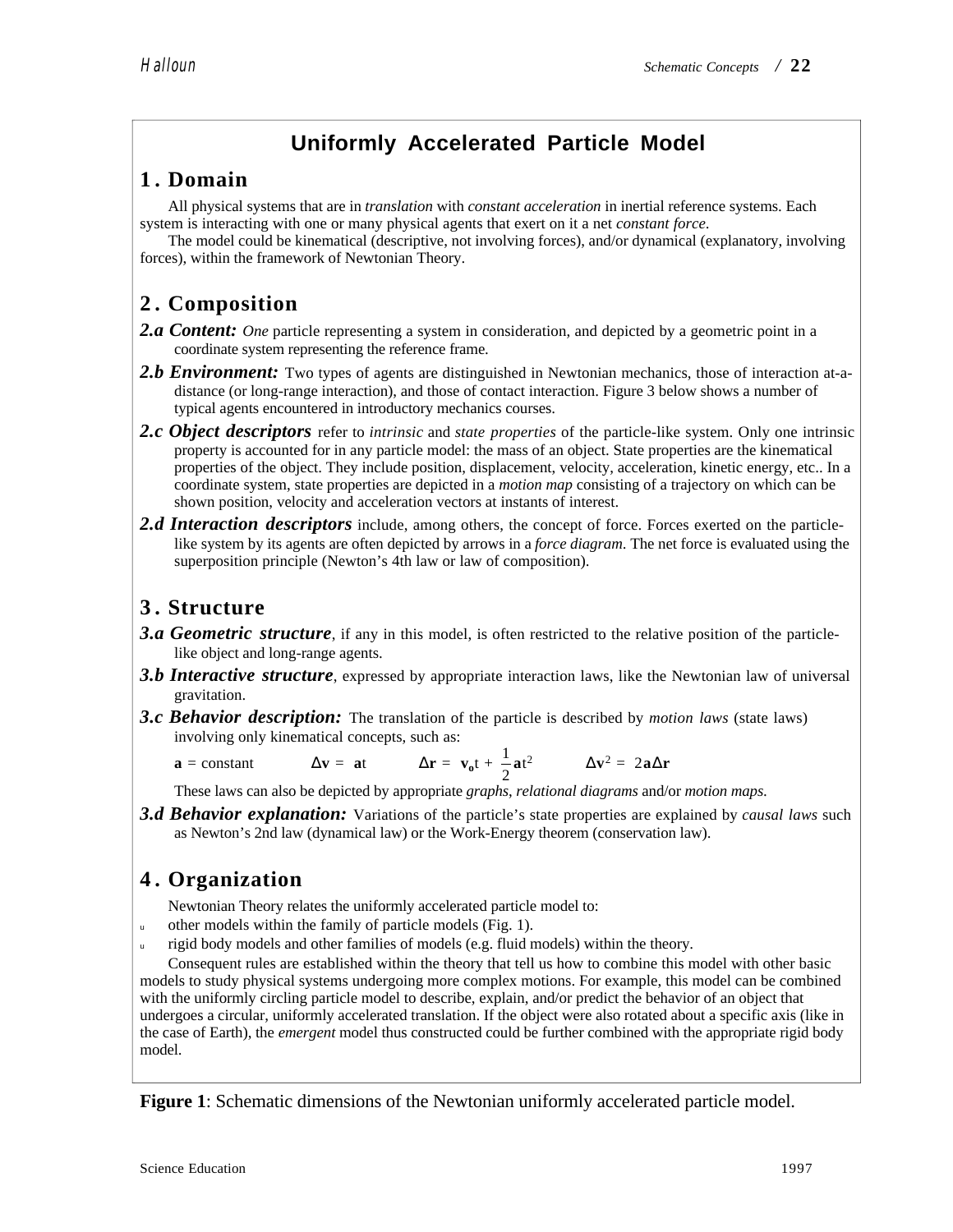# Uniformly Accelerated Particle Model

## 1. Domain

All physical systems that are in *translation* with *constant acceleration* in inertial reference systems. Each system is interacting with one or many physical agents that exert on it a net *constant force*.

The model could be kinematical (descriptive, not involving forces), and/or dynamical (explanatory, involving forces), within the framework of Newtonian Theory.

## 2. Composition

***2.a Content:*** *One* particle representing a system in consideration, and depicted by a geometric point in a coordinate system representing the reference frame.

***2.b Environment:*** Two types of agents are distinguished in Newtonian mechanics, those of interaction at-a-distance (or long-range interaction), and those of contact interaction. Figure 3 below shows a number of typical agents encountered in introductory mechanics courses.

***2.c Object descriptors*** refer to *intrinsic* and *state properties* of the particle-like system. Only one intrinsic property is accounted for in any particle model: the mass of an object. State properties are the kinematical properties of the object. They include position, displacement, velocity, acceleration, kinetic energy, etc.. In a coordinate system, state properties are depicted in a *motion map* consisting of a trajectory on which can be shown position, velocity and acceleration vectors at instants of interest.

***2.d Interaction descriptors*** include, among others, the concept of force. Forces exerted on the particle-like system by its agents are often depicted by arrows in a *force diagram*. The net force is evaluated using the superposition principle (Newton's 4th law or law of composition).

## 3. Structure

***3.a Geometric structure***, if any in this model, is often restricted to the relative position of the particle-like object and long-range agents.

***3.b Interactive structure***, expressed by appropriate interaction laws, like the Newtonian law of universal gravitation.

***3.c Behavior description:*** The translation of the particle is described by *motion laws* (state laws) involving only kinematical concepts, such as:

$\mathbf{a}$ = constant $\qquad \Delta\mathbf{v} = \mathbf{a}t \qquad \Delta\mathbf{r} = \mathbf{v_o}t + \frac{1}{2}\mathbf{a}t^2 \qquad \Delta\mathbf{v}^2 = 2\mathbf{a}\Delta\mathbf{r}$

These laws can also be depicted by appropriate *graphs*, *relational diagrams* and/or *motion maps*.

***3.d Behavior explanation:*** Variations of the particle's state properties are explained by *causal laws* such as Newton's 2nd law (dynamical law) or the Work-Energy theorem (conservation law).

## 4. Organization

Newtonian Theory relates the uniformly accelerated particle model to:

- other models within the family of particle models (Fig. 1).
- rigid body models and other families of models (e.g. fluid models) within the theory.

Consequent rules are established within the theory that tell us how to combine this model with other basic models to study physical systems undergoing more complex motions. For example, this model can be combined with the uniformly circling particle model to describe, explain, and/or predict the behavior of an object that undergoes a circular, uniformly accelerated translation. If the object were also rotated about a specific axis (like in the case of Earth), the *emergent* model thus constructed could be further combined with the appropriate rigid body model.

**Figure 1**: Schematic dimensions of the Newtonian uniformly accelerated particle model.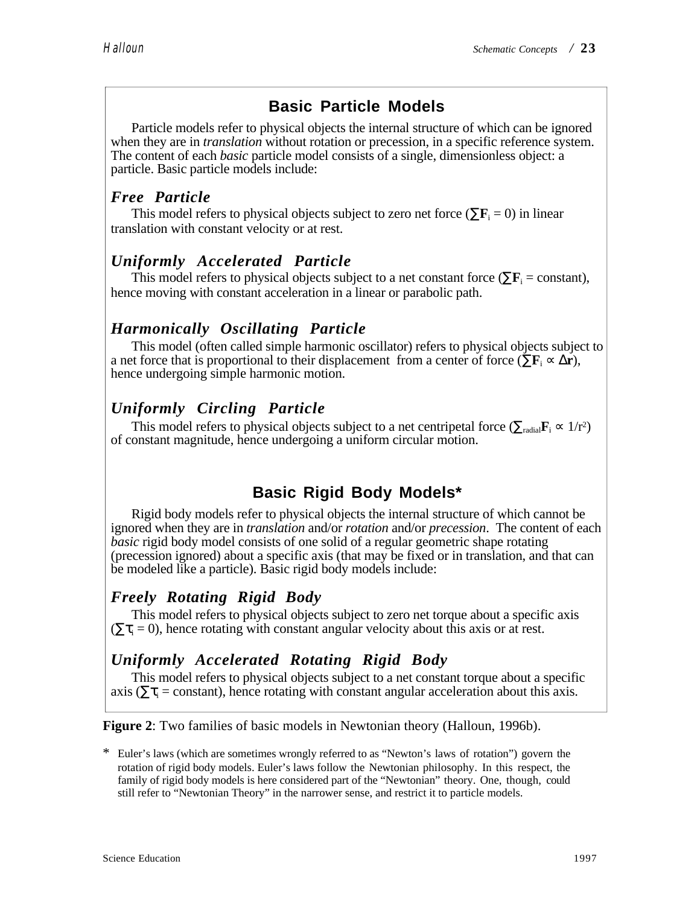## Basic Particle Models

Particle models refer to physical objects the internal structure of which can be ignored when they are in *translation* without rotation or precession, in a specific reference system. The content of each *basic* particle model consists of a single, dimensionless object: a particle. Basic particle models include:

### *Free Particle*

This model refers to physical objects subject to zero net force ($\sum \mathbf{F}_i = 0$) in linear translation with constant velocity or at rest.

### *Uniformly Accelerated Particle*

This model refers to physical objects subject to a net constant force ($\sum \mathbf{F}_i$ = constant), hence moving with constant acceleration in a linear or parabolic path.

### *Harmonically Oscillating Particle*

This model (often called simple harmonic oscillator) refers to physical objects subject to a net force that is proportional to their displacement from a center of force ($\sum \mathbf{F}_i \propto \Delta\mathbf{r}$), hence undergoing simple harmonic motion.

### *Uniformly Circling Particle*

This model refers to physical objects subject to a net centripetal force ($\sum_{radial} \mathbf{F}_i \propto 1/r^2$) of constant magnitude, hence undergoing a uniform circular motion.

## Basic Rigid Body Models*

Rigid body models refer to physical objects the internal structure of which cannot be ignored when they are in *translation* and/or *rotation* and/or *precession*. The content of each *basic* rigid body model consists of one solid of a regular geometric shape rotating (precession ignored) about a specific axis (that may be fixed or in translation, and that can be modeled like a particle). Basic rigid body models include:

### *Freely Rotating Rigid Body*

This model refers to physical objects subject to zero net torque about a specific axis ($\sum \tau_i = 0$), hence rotating with constant angular velocity about this axis or at rest.

### *Uniformly Accelerated Rotating Rigid Body*

This model refers to physical objects subject to a net constant torque about a specific axis ($\sum \tau_i$ = constant), hence rotating with constant angular acceleration about this axis.

**Figure 2**: Two families of basic models in Newtonian theory (Halloun, 1996b).

\* Euler's laws (which are sometimes wrongly referred to as "Newton's laws of rotation") govern the rotation of rigid body models. Euler's laws follow the Newtonian philosophy. In this respect, the family of rigid body models is here considered part of the "Newtonian" theory. One, though, could still refer to "Newtonian Theory" in the narrower sense, and restrict it to particle models.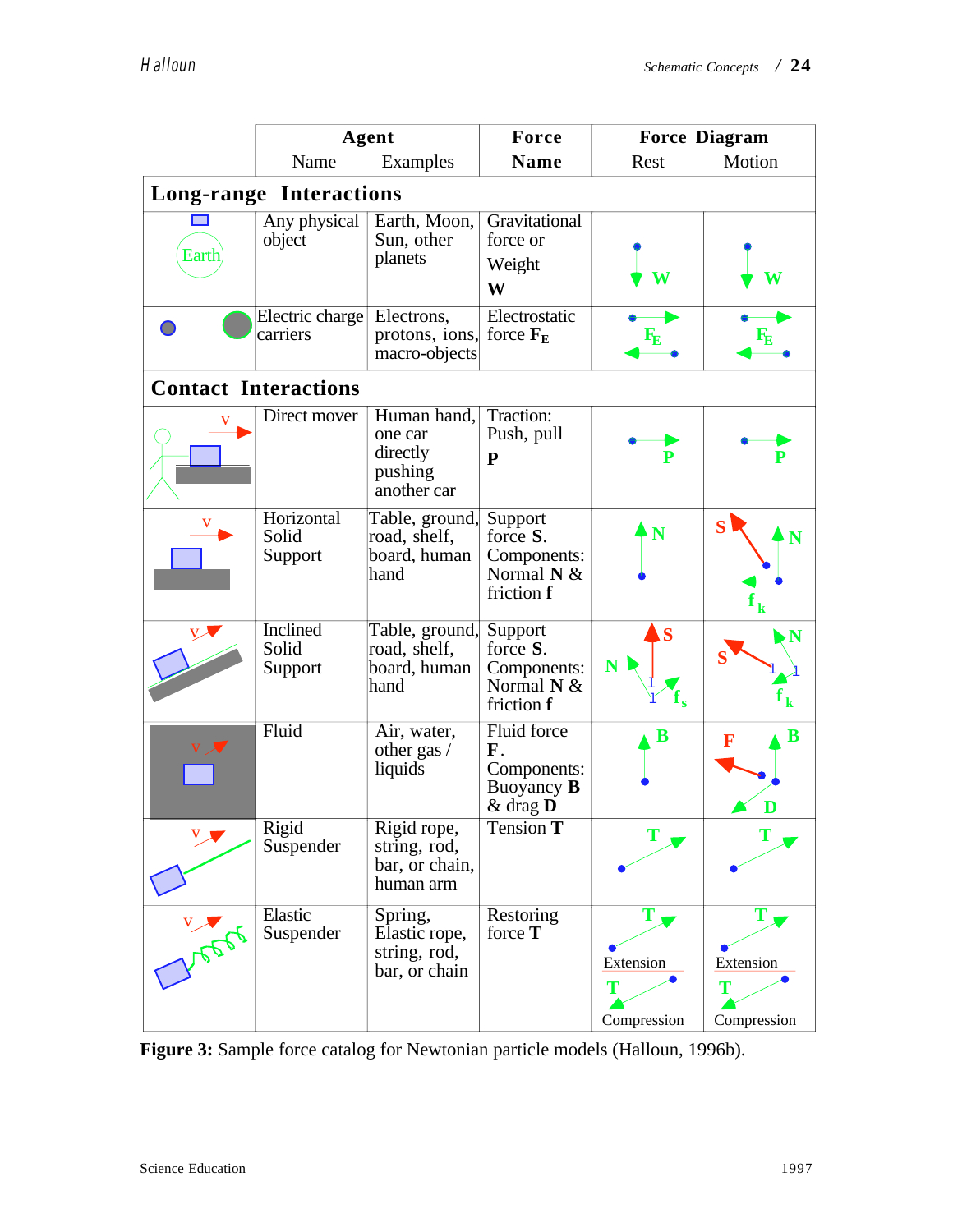| | Agent | | Force | Force Diagram | |
|---|---|---|---|---|---|
| | Name | Examples | Name | Rest | Motion |
| **Long-range Interactions** | | | | | |
| Earth | Any physical object | Earth, Moon, Sun, other planets | Gravitational force or Weight **W** | W | W |
| | Electric charge carriers | Electrons, protons, ions, macro-objects | Electrostatic force $\mathbf{F_E}$ | $F_E$ | $F_E$ |
| **Contact Interactions** | | | | | |
| v | Direct mover | Human hand, one car directly pushing another car | Traction: Push, pull **P** | P | P |
| v | Horizontal Solid Support | Table, ground, road, shelf, board, human hand | Support force **S**. Components: Normal **N** & friction **f** | N | S, N, $f_k$ |
| v | Inclined Solid Support | Table, ground, road, shelf, board, human hand | Support force **S**. Components: Normal **N** & friction **f** | S, N, $f_s$ | S, N, $f_k$ |
| v | Fluid | Air, water, other gas / liquids | Fluid force **F**. Components: Buoyancy **B** & drag **D** | B | F, B, D |
| v | Rigid Suspender | Rigid rope, string, rod, bar, or chain, human arm | Tension **T** | T | T |
| v | Elastic Suspender | Spring, Elastic rope, string, rod, bar, or chain | Restoring force **T** | T Extension; T Compression | T Extension; T Compression |

**Figure 3:** Sample force catalog for Newtonian particle models (Halloun, 1996b).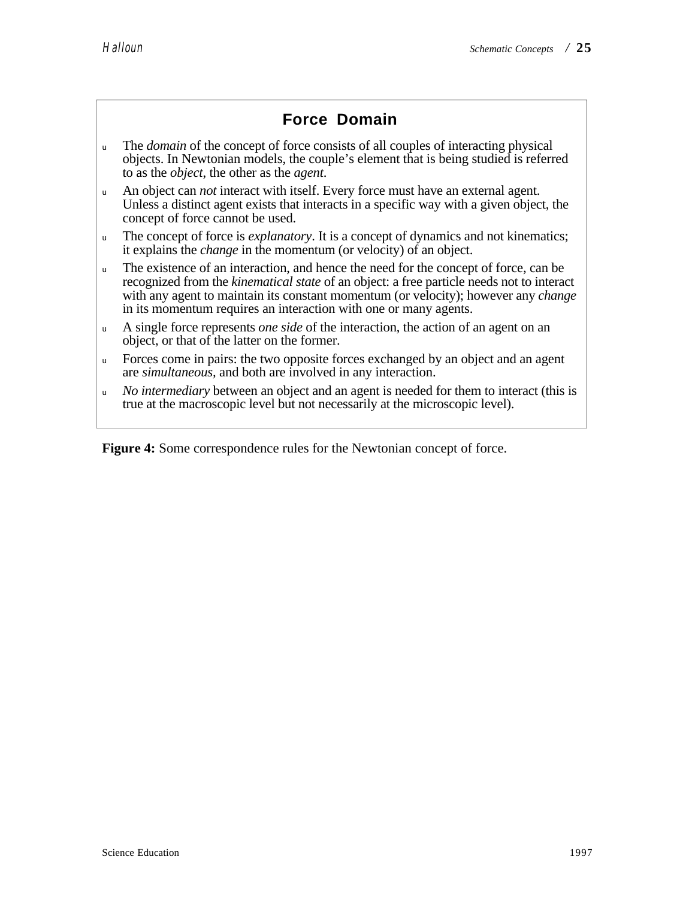## Force Domain

- The *domain* of the concept of force consists of all couples of interacting physical objects. In Newtonian models, the couple's element that is being studied is referred to as the *object*, the other as the *agent*.
- An object can *not* interact with itself. Every force must have an external agent. Unless a distinct agent exists that interacts in a specific way with a given object, the concept of force cannot be used.
- The concept of force is *explanatory*. It is a concept of dynamics and not kinematics; it explains the *change* in the momentum (or velocity) of an object.
- The existence of an interaction, and hence the need for the concept of force, can be recognized from the *kinematical state* of an object: a free particle needs not to interact with any agent to maintain its constant momentum (or velocity); however any *change* in its momentum requires an interaction with one or many agents.
- A single force represents *one side* of the interaction, the action of an agent on an object, or that of the latter on the former.
- Forces come in pairs: the two opposite forces exchanged by an object and an agent are *simultaneous*, and both are involved in any interaction.
- *No intermediary* between an object and an agent is needed for them to interact (this is true at the macroscopic level but not necessarily at the microscopic level).

**Figure 4:** Some correspondence rules for the Newtonian concept of force.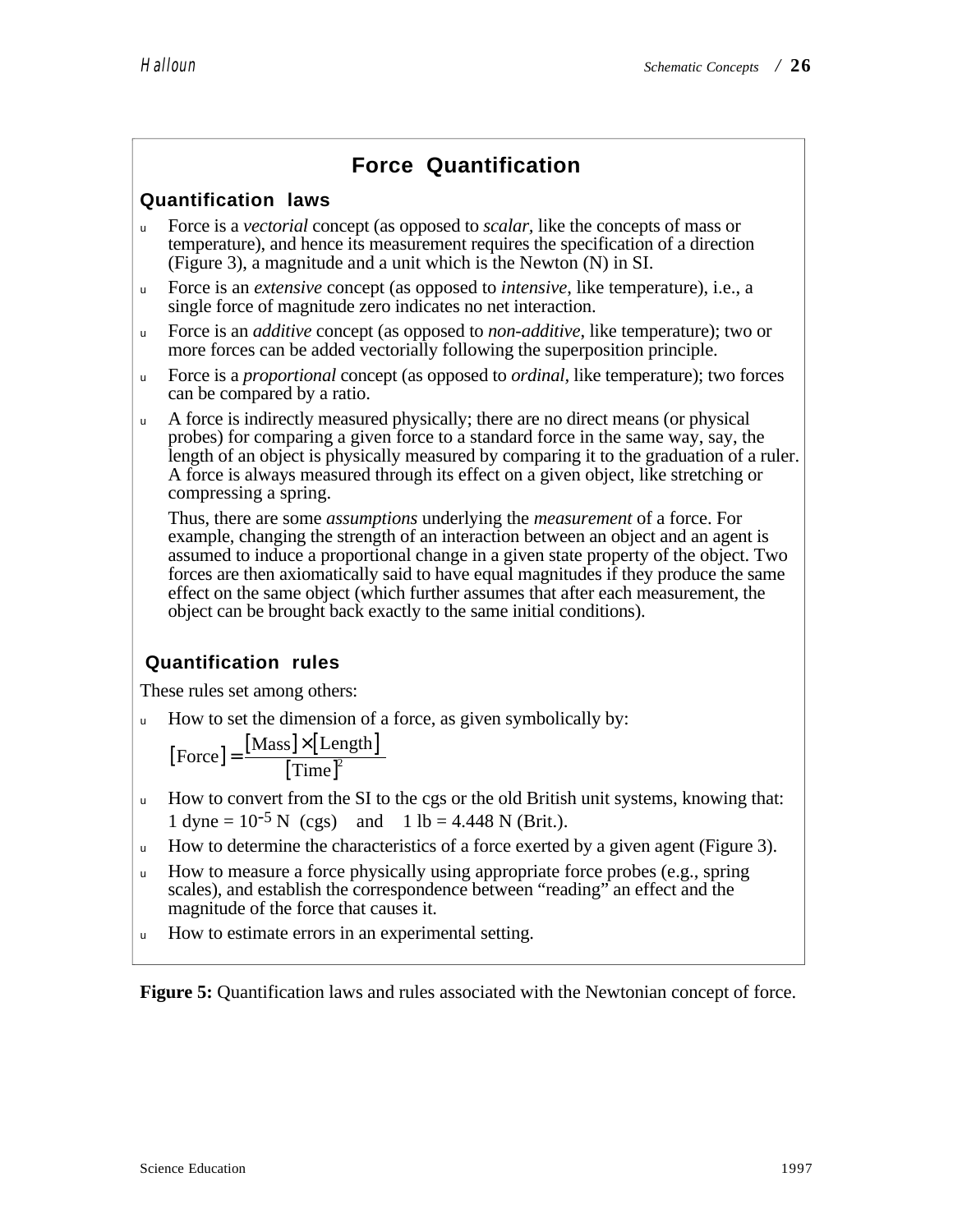## Force Quantification

### Quantification laws

- Force is a *vectorial* concept (as opposed to *scalar*, like the concepts of mass or temperature), and hence its measurement requires the specification of a direction (Figure 3), a magnitude and a unit which is the Newton (N) in SI.
- Force is an *extensive* concept (as opposed to *intensive*, like temperature), i.e., a single force of magnitude zero indicates no net interaction.
- Force is an *additive* concept (as opposed to *non-additive*, like temperature); two or more forces can be added vectorially following the superposition principle.
- Force is a *proportional* concept (as opposed to *ordinal*, like temperature); two forces can be compared by a ratio.
- A force is indirectly measured physically; there are no direct means (or physical probes) for comparing a given force to a standard force in the same way, say, the length of an object is physically measured by comparing it to the graduation of a ruler. A force is always measured through its effect on a given object, like stretching or compressing a spring.

  Thus, there are some *assumptions* underlying the *measurement* of a force. For example, changing the strength of an interaction between an object and an agent is assumed to induce a proportional change in a given state property of the object. Two forces are then axiomatically said to have equal magnitudes if they produce the same effect on the same object (which further assumes that after each measurement, the object can be brought back exactly to the same initial conditions).

### Quantification rules

These rules set among others:

- How to set the dimension of a force, as given symbolically by:

  $$[\text{Force}] = \frac{[\text{Mass}] \times [\text{Length}]}{[\text{Time}]^2}$$

- How to convert from the SI to the cgs or the old British unit systems, knowing that: 1 dyne = $10^{-5}$ N (cgs) and 1 lb = 4.448 N (Brit.).
- How to determine the characteristics of a force exerted by a given agent (Figure 3).
- How to measure a force physically using appropriate force probes (e.g., spring scales), and establish the correspondence between "reading" an effect and the magnitude of the force that causes it.
- How to estimate errors in an experimental setting.

**Figure 5:** Quantification laws and rules associated with the Newtonian concept of force.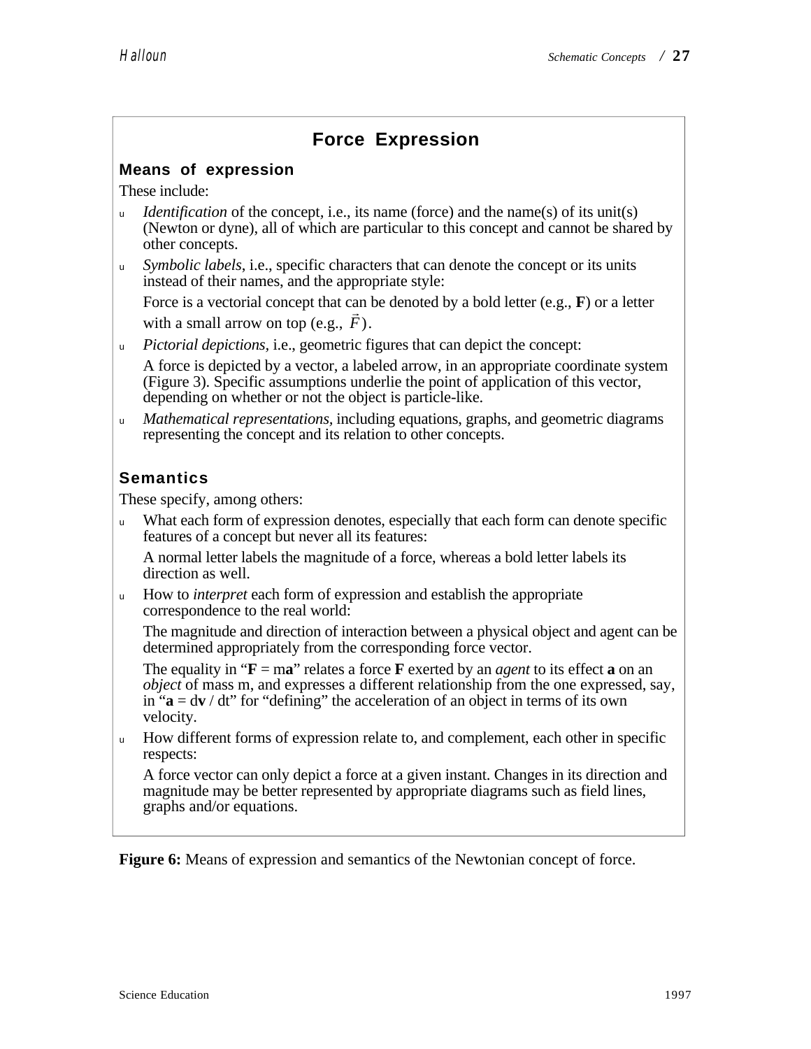## Force Expression

### Means of expression

These include:

- *Identification* of the concept, i.e., its name (force) and the name(s) of its unit(s) (Newton or dyne), all of which are particular to this concept and cannot be shared by other concepts.
- *Symbolic labels*, i.e., specific characters that can denote the concept or its units instead of their names, and the appropriate style:

  Force is a vectorial concept that can be denoted by a bold letter (e.g., **F**) or a letter with a small arrow on top (e.g., $\vec{F}$).
- *Pictorial depictions*, i.e., geometric figures that can depict the concept:

  A force is depicted by a vector, a labeled arrow, in an appropriate coordinate system (Figure 3). Specific assumptions underlie the point of application of this vector, depending on whether or not the object is particle-like.
- *Mathematical representations*, including equations, graphs, and geometric diagrams representing the concept and its relation to other concepts.

### Semantics

These specify, among others:

- What each form of expression denotes, especially that each form can denote specific features of a concept but never all its features:

  A normal letter labels the magnitude of a force, whereas a bold letter labels its direction as well.
- How to *interpret* each form of expression and establish the appropriate correspondence to the real world:

  The magnitude and direction of interaction between a physical object and agent can be determined appropriately from the corresponding force vector.

  The equality in "$\mathbf{F} = m\mathbf{a}$" relates a force **F** exerted by an *agent* to its effect **a** on an *object* of mass m, and expresses a different relationship from the one expressed, say, in "$\mathbf{a} = d\mathbf{v} / dt$" for "defining" the acceleration of an object in terms of its own velocity.
- How different forms of expression relate to, and complement, each other in specific respects:

  A force vector can only depict a force at a given instant. Changes in its direction and magnitude may be better represented by appropriate diagrams such as field lines, graphs and/or equations.

**Figure 6:** Means of expression and semantics of the Newtonian concept of force.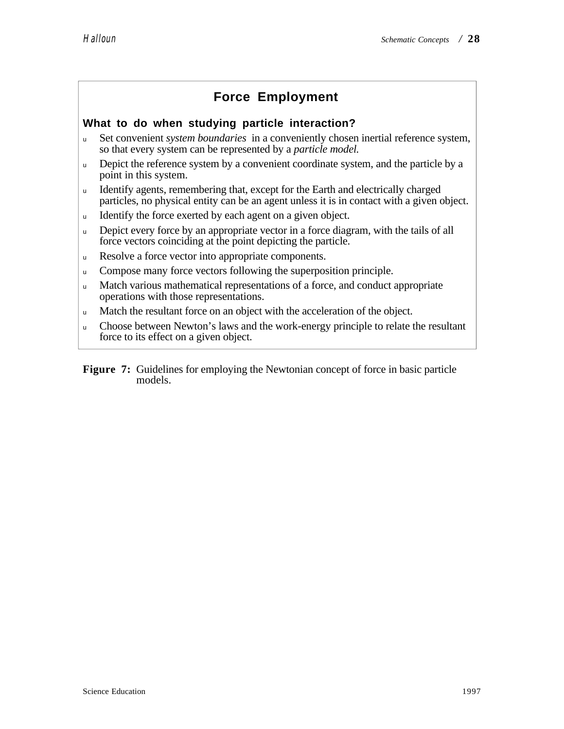## Force Employment

**What to do when studying particle interaction?**

- Set convenient *system boundaries* in a conveniently chosen inertial reference system, so that every system can be represented by a *particle model.*
- Depict the reference system by a convenient coordinate system, and the particle by a point in this system.
- Identify agents, remembering that, except for the Earth and electrically charged particles, no physical entity can be an agent unless it is in contact with a given object.
- Identify the force exerted by each agent on a given object.
- Depict every force by an appropriate vector in a force diagram, with the tails of all force vectors coinciding at the point depicting the particle.
- Resolve a force vector into appropriate components.
- Compose many force vectors following the superposition principle.
- Match various mathematical representations of a force, and conduct appropriate operations with those representations.
- Match the resultant force on an object with the acceleration of the object.
- Choose between Newton's laws and the work-energy principle to relate the resultant force to its effect on a given object.

**Figure 7:** Guidelines for employing the Newtonian concept of force in basic particle models.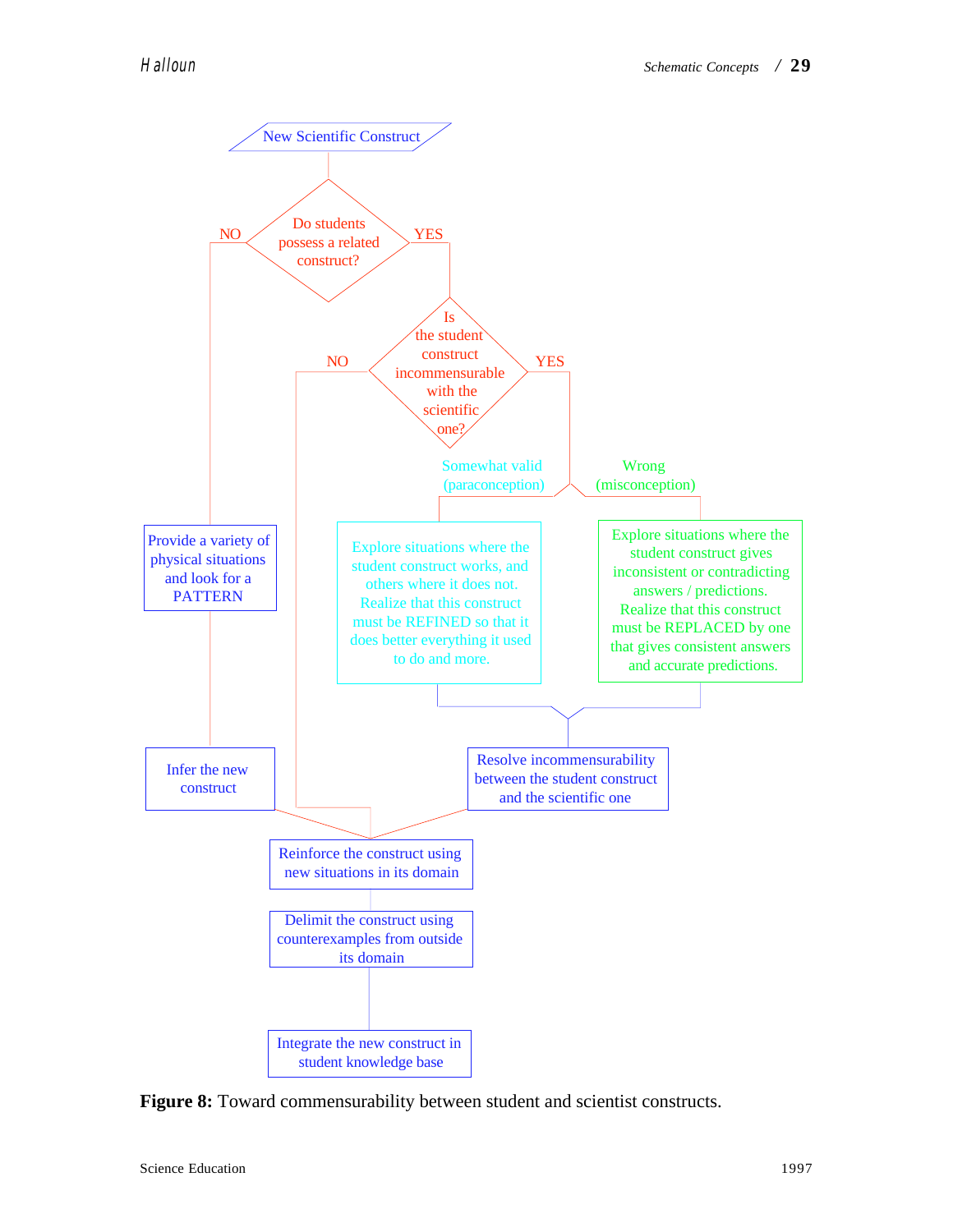New Scientific Construct

Do students possess a related construct?

NO

YES

Is the student construct incommensurable with the scientific one?

NO

YES

Somewhat valid (paraconception)

Wrong (misconception)

Provide a variety of physical situations and look for a PATTERN

Explore situations where the student construct works, and others where it does not. Realize that this construct must be REFINED so that it does better everything it used to do and more.

Explore situations where the student construct gives inconsistent or contradicting answers / predictions. Realize that this construct must be REPLACED by one that gives consistent answers and accurate predictions.

Infer the new construct

Resolve incommensurability between the student construct and the scientific one

Reinforce the construct using new situations in its domain

Delimit the construct using counterexamples from outside its domain

Integrate the new construct in student knowledge base

**Figure 8:** Toward commensurability between student and scientist constructs.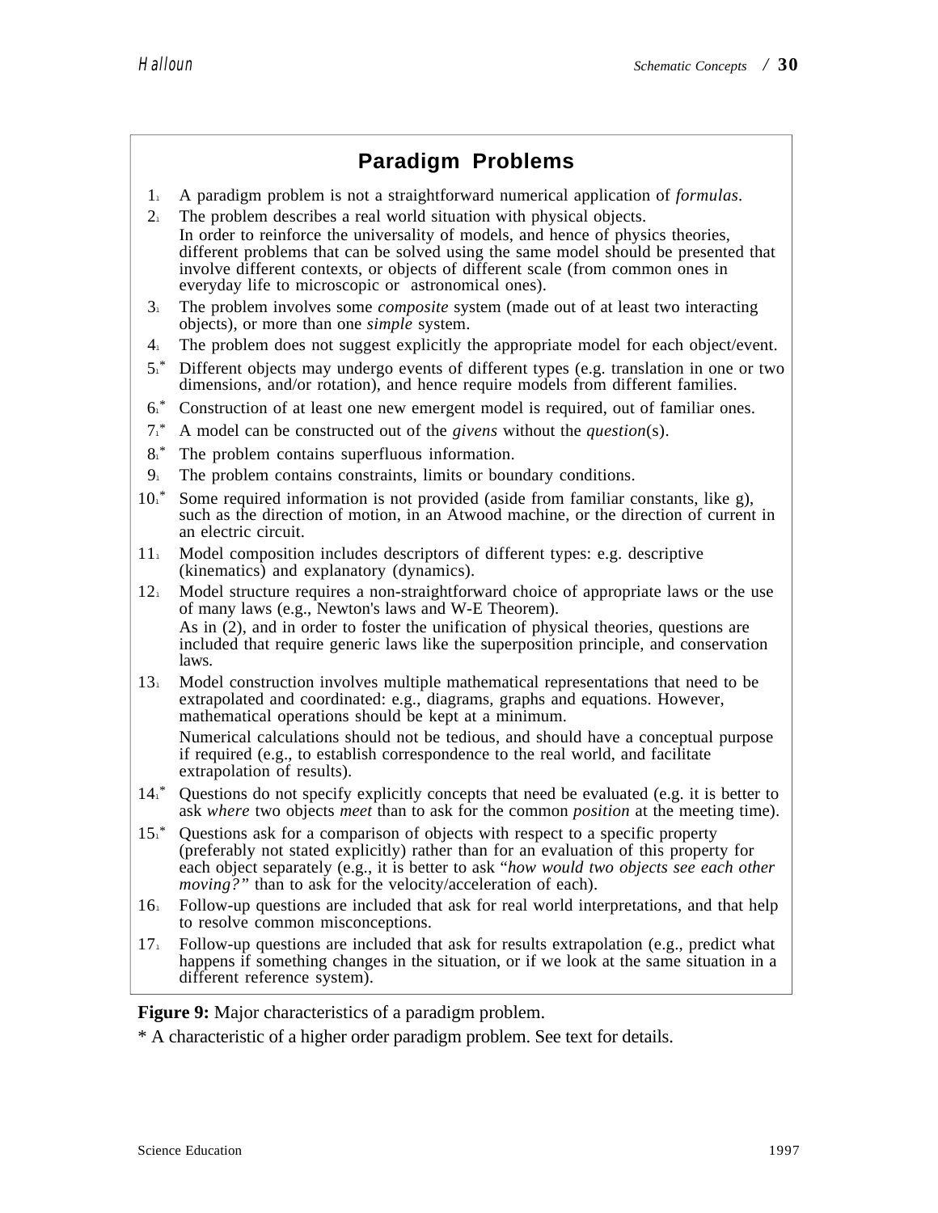## Paradigm Problems

1. A paradigm problem is not a straightforward numerical application of *formulas*.
2. The problem describes a real world situation with physical objects.
   In order to reinforce the universality of models, and hence of physics theories, different problems that can be solved using the same model should be presented that involve different contexts, or objects of different scale (from common ones in everyday life to microscopic or astronomical ones).
3. The problem involves some *composite* system (made out of at least two interacting objects), or more than one *simple* system.
4. The problem does not suggest explicitly the appropriate model for each object/event.
5. * Different objects may undergo events of different types (e.g. translation in one or two dimensions, and/or rotation), and hence require models from different families.
6. * Construction of at least one new emergent model is required, out of familiar ones.
7. * A model can be constructed out of the *givens* without the *question*(s).
8. * The problem contains superfluous information.
9. The problem contains constraints, limits or boundary conditions.
10. * Some required information is not provided (aside from familiar constants, like g), such as the direction of motion, in an Atwood machine, or the direction of current in an electric circuit.
11. Model composition includes descriptors of different types: e.g. descriptive (kinematics) and explanatory (dynamics).
12. Model structure requires a non-straightforward choice of appropriate laws or the use of many laws (e.g., Newton's laws and W-E Theorem).
    As in (2), and in order to foster the unification of physical theories, questions are included that require generic laws like the superposition principle, and conservation laws.
13. Model construction involves multiple mathematical representations that need to be extrapolated and coordinated: e.g., diagrams, graphs and equations. However, mathematical operations should be kept at a minimum.
    Numerical calculations should not be tedious, and should have a conceptual purpose if required (e.g., to establish correspondence to the real world, and facilitate extrapolation of results).
14. * Questions do not specify explicitly concepts that need be evaluated (e.g. it is better to ask *where* two objects *meet* than to ask for the common *position* at the meeting time).
15. * Questions ask for a comparison of objects with respect to a specific property (preferably not stated explicitly) rather than for an evaluation of this property for each object separately (e.g., it is better to ask "*how would two objects see each other moving?*" than to ask for the velocity/acceleration of each).
16. Follow-up questions are included that ask for real world interpretations, and that help to resolve common misconceptions.
17. Follow-up questions are included that ask for results extrapolation (e.g., predict what happens if something changes in the situation, or if we look at the same situation in a different reference system).

**Figure 9:** Major characteristics of a paradigm problem.

\* A characteristic of a higher order paradigm problem. See text for details.